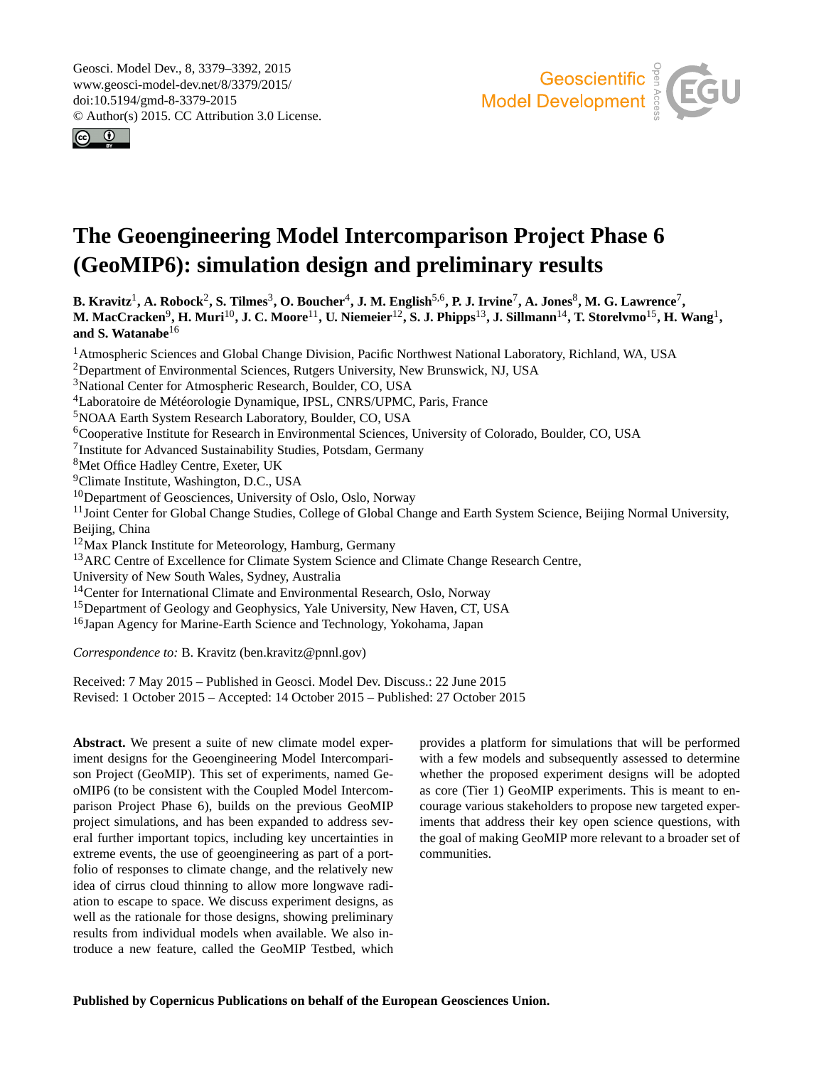# The Geoengineering Model Intercomparison Project Phase 6 (GeoMIP6): simulation design and preliminary results

**B. Kravitz[1], A. Robock[2], S. Tilmes[3], O. Boucher[4], J. M. English[5,6], P. J. Irvine[7], A. Jones[8], M. G. Lawrence[7], M. MacCracken[9], H. Muri[10], J. C. Moore[11], U. Niemeier[12], S. J. Phipps[13], J. Sillmann[14], T. Storelvmo[15], H. Wang[1], and S. Watanabe[16]**

[1]Atmospheric Sciences and Global Change Division, Pacific Northwest National Laboratory, Richland, WA, USA
[2]Department of Environmental Sciences, Rutgers University, New Brunswick, NJ, USA
[3]National Center for Atmospheric Research, Boulder, CO, USA
[4]Laboratoire de Météorologie Dynamique, IPSL, CNRS/UPMC, Paris, France
[5]NOAA Earth System Research Laboratory, Boulder, CO, USA
[6]Cooperative Institute for Research in Environmental Sciences, University of Colorado, Boulder, CO, USA
[7]Institute for Advanced Sustainability Studies, Potsdam, Germany
[8]Met Office Hadley Centre, Exeter, UK
[9]Climate Institute, Washington, D.C., USA
[10]Department of Geosciences, University of Oslo, Oslo, Norway
[11]Joint Center for Global Change Studies, College of Global Change and Earth System Science, Beijing Normal University, Beijing, China
[12]Max Planck Institute for Meteorology, Hamburg, Germany
[13]ARC Centre of Excellence for Climate System Science and Climate Change Research Centre, University of New South Wales, Sydney, Australia
[14]Center for International Climate and Environmental Research, Oslo, Norway
[15]Department of Geology and Geophysics, Yale University, New Haven, CT, USA
[16]Japan Agency for Marine-Earth Science and Technology, Yokohama, Japan

*Correspondence to:* B. Kravitz (ben.kravitz@pnnl.gov)

Received: 7 May 2015 – Published in Geosci. Model Dev. Discuss.: 22 June 2015
Revised: 1 October 2015 – Accepted: 14 October 2015 – Published: 27 October 2015

**Abstract.** We present a suite of new climate model experiment designs for the Geoengineering Model Intercomparison Project (GeoMIP). This set of experiments, named GeoMIP6 (to be consistent with the Coupled Model Intercomparison Project Phase 6), builds on the previous GeoMIP project simulations, and has been expanded to address several further important topics, including key uncertainties in extreme events, the use of geoengineering as part of a portfolio of responses to climate change, and the relatively new idea of cirrus cloud thinning to allow more longwave radiation to escape to space. We discuss experiment designs, as well as the rationale for those designs, showing preliminary results from individual models when available. We also introduce a new feature, called the GeoMIP Testbed, which provides a platform for simulations that will be performed with a few models and subsequently assessed to determine whether the proposed experiment designs will be adopted as core (Tier 1) GeoMIP experiments. This is meant to encourage various stakeholders to propose new targeted experiments that address their key open science questions, with the goal of making GeoMIP more relevant to a broader set of communities.

**Published by Copernicus Publications on behalf of the European Geosciences Union.**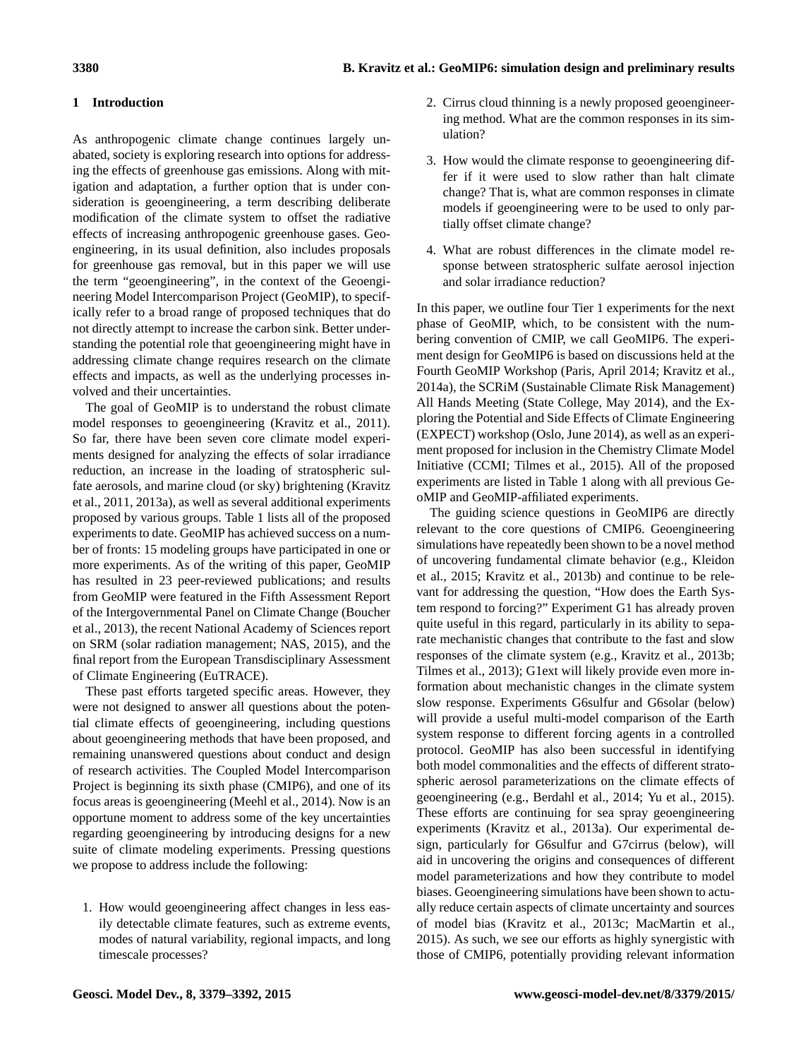## 1 Introduction

As anthropogenic climate change continues largely unabated, society is exploring research into options for addressing the effects of greenhouse gas emissions. Along with mitigation and adaptation, a further option that is under consideration is geoengineering, a term describing deliberate modification of the climate system to offset the radiative effects of increasing anthropogenic greenhouse gases. Geoengineering, in its usual definition, also includes proposals for greenhouse gas removal, but in this paper we will use the term "geoengineering", in the context of the Geoengineering Model Intercomparison Project (GeoMIP), to specifically refer to a broad range of proposed techniques that do not directly attempt to increase the carbon sink. Better understanding the potential role that geoengineering might have in addressing climate change requires research on the climate effects and impacts, as well as the underlying processes involved and their uncertainties.

The goal of GeoMIP is to understand the robust climate model responses to geoengineering (Kravitz et al., 2011). So far, there have been seven core climate model experiments designed for analyzing the effects of solar irradiance reduction, an increase in the loading of stratospheric sulfate aerosols, and marine cloud (or sky) brightening (Kravitz et al., 2011, 2013a), as well as several additional experiments proposed by various groups. Table 1 lists all of the proposed experiments to date. GeoMIP has achieved success on a number of fronts: 15 modeling groups have participated in one or more experiments. As of the writing of this paper, GeoMIP has resulted in 23 peer-reviewed publications; and results from GeoMIP were featured in the Fifth Assessment Report of the Intergovernmental Panel on Climate Change (Boucher et al., 2013), the recent National Academy of Sciences report on SRM (solar radiation management; NAS, 2015), and the final report from the European Transdisciplinary Assessment of Climate Engineering (EuTRACE).

These past efforts targeted specific areas. However, they were not designed to answer all questions about the potential climate effects of geoengineering, including questions about geoengineering methods that have been proposed, and remaining unanswered questions about conduct and design of research activities. The Coupled Model Intercomparison Project is beginning its sixth phase (CMIP6), and one of its focus areas is geoengineering (Meehl et al., 2014). Now is an opportune moment to address some of the key uncertainties regarding geoengineering by introducing designs for a new suite of climate modeling experiments. Pressing questions we propose to address include the following:

1. How would geoengineering affect changes in less easily detectable climate features, such as extreme events, modes of natural variability, regional impacts, and long timescale processes?
2. Cirrus cloud thinning is a newly proposed geoengineering method. What are the common responses in its simulation?
3. How would the climate response to geoengineering differ if it were used to slow rather than halt climate change? That is, what are common responses in climate models if geoengineering were to be used to only partially offset climate change?
4. What are robust differences in the climate model response between stratospheric sulfate aerosol injection and solar irradiance reduction?

In this paper, we outline four Tier 1 experiments for the next phase of GeoMIP, which, to be consistent with the numbering convention of CMIP, we call GeoMIP6. The experiment design for GeoMIP6 is based on discussions held at the Fourth GeoMIP Workshop (Paris, April 2014; Kravitz et al., 2014a), the SCRiM (Sustainable Climate Risk Management) All Hands Meeting (State College, May 2014), and the Exploring the Potential and Side Effects of Climate Engineering (EXPECT) workshop (Oslo, June 2014), as well as an experiment proposed for inclusion in the Chemistry Climate Model Initiative (CCMI; Tilmes et al., 2015). All of the proposed experiments are listed in Table 1 along with all previous GeoMIP and GeoMIP-affiliated experiments.

The guiding science questions in GeoMIP6 are directly relevant to the core questions of CMIP6. Geoengineering simulations have repeatedly been shown to be a novel method of uncovering fundamental climate behavior (e.g., Kleidon et al., 2015; Kravitz et al., 2013b) and continue to be relevant for addressing the question, "How does the Earth System respond to forcing?" Experiment G1 has already proven quite useful in this regard, particularly in its ability to separate mechanistic changes that contribute to the fast and slow responses of the climate system (e.g., Kravitz et al., 2013b; Tilmes et al., 2013); G1ext will likely provide even more information about mechanistic changes in the climate system slow response. Experiments G6sulfur and G6solar (below) will provide a useful multi-model comparison of the Earth system response to different forcing agents in a controlled protocol. GeoMIP has also been successful in identifying both model commonalities and the effects of different stratospheric aerosol parameterizations on the climate effects of geoengineering (e.g., Berdahl et al., 2014; Yu et al., 2015). These efforts are continuing for sea spray geoengineering experiments (Kravitz et al., 2013a). Our experimental design, particularly for G6sulfur and G7cirrus (below), will aid in uncovering the origins and consequences of different model parameterizations and how they contribute to model biases. Geoengineering simulations have been shown to actually reduce certain aspects of climate uncertainty and sources of model bias (Kravitz et al., 2013c; MacMartin et al., 2015). As such, we see our efforts as highly synergistic with those of CMIP6, potentially providing relevant information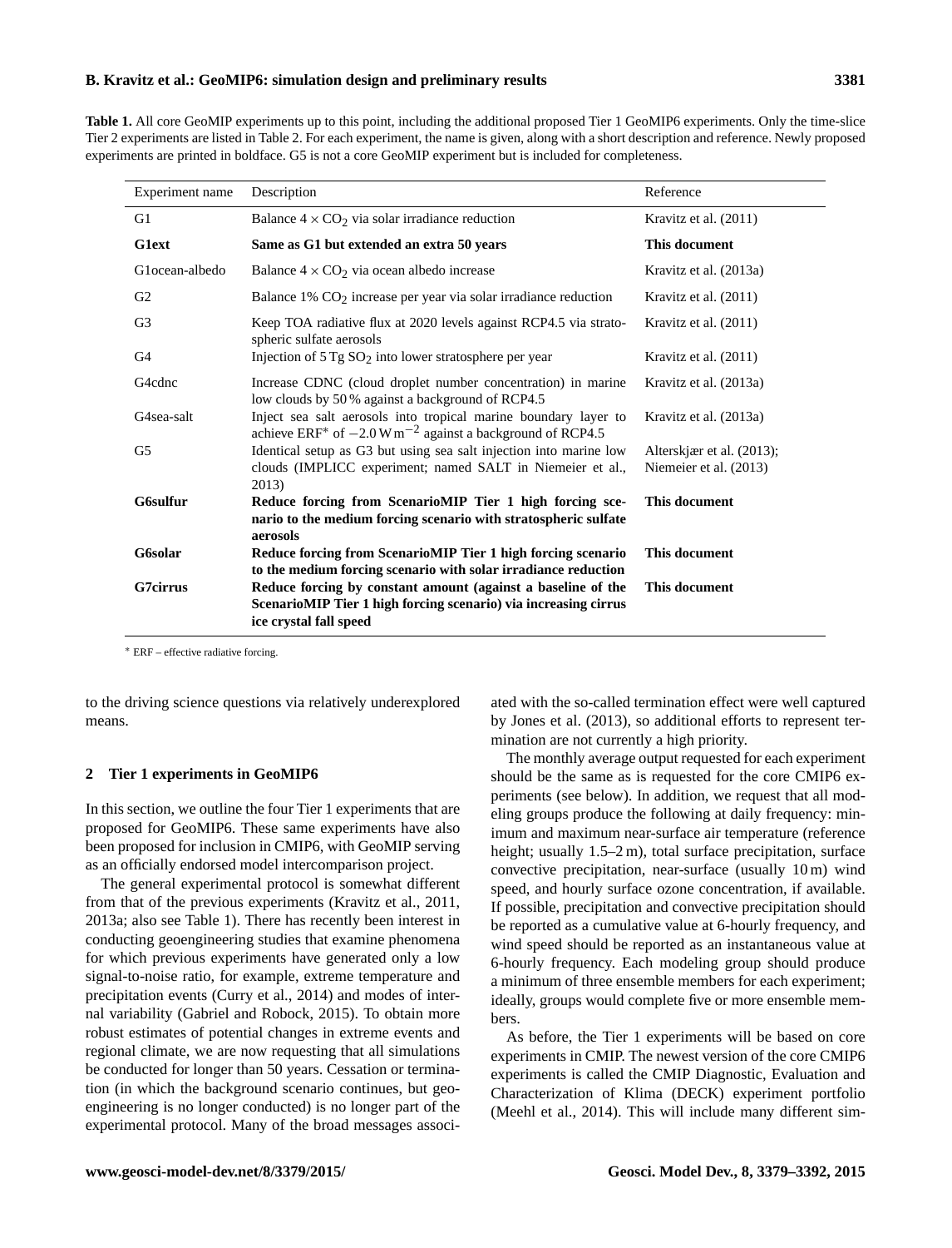**Table 1.** All core GeoMIP experiments up to this point, including the additional proposed Tier 1 GeoMIP6 experiments. Only the time-slice Tier 2 experiments are listed in Table 2. For each experiment, the name is given, along with a short description and reference. Newly proposed experiments are printed in boldface. G5 is not a core GeoMIP experiment but is included for completeness.

| Experiment name | Description | Reference |
|---|---|---|
| G1 | Balance $4 \times CO_2$ via solar irradiance reduction | Kravitz et al. (2011) |
| **G1ext** | **Same as G1 but extended an extra 50 years** | **This document** |
| G1ocean-albedo | Balance $4 \times CO_2$ via ocean albedo increase | Kravitz et al. (2013a) |
| G2 | Balance 1% $CO_2$ increase per year via solar irradiance reduction | Kravitz et al. (2011) |
| G3 | Keep TOA radiative flux at 2020 levels against RCP4.5 via stratospheric sulfate aerosols | Kravitz et al. (2011) |
| G4 | Injection of 5 Tg $SO_2$ into lower stratosphere per year | Kravitz et al. (2011) |
| G4cdnc | Increase CDNC (cloud droplet number concentration) in marine low clouds by 50 % against a background of RCP4.5 | Kravitz et al. (2013a) |
| G4sea-salt | Inject sea salt aerosols into tropical marine boundary layer to achieve ERF* of $-2.0\,W\,m^{-2}$ against a background of RCP4.5 | Kravitz et al. (2013a) |
| G5 | Identical setup as G3 but using sea salt injection into marine low clouds (IMPLICC experiment; named SALT in Niemeier et al., 2013) | Alterskjær et al. (2013); Niemeier et al. (2013) |
| **G6sulfur** | **Reduce forcing from ScenarioMIP Tier 1 high forcing scenario to the medium forcing scenario with stratospheric sulfate aerosols** | **This document** |
| **G6solar** | **Reduce forcing from ScenarioMIP Tier 1 high forcing scenario to the medium forcing scenario with solar irradiance reduction** | **This document** |
| **G7cirrus** | **Reduce forcing by constant amount (against a baseline of the ScenarioMIP Tier 1 high forcing scenario) via increasing cirrus ice crystal fall speed** | **This document** |

* ERF – effective radiative forcing.

to the driving science questions via relatively underexplored means.

## 2 Tier 1 experiments in GeoMIP6

In this section, we outline the four Tier 1 experiments that are proposed for GeoMIP6. These same experiments have also been proposed for inclusion in CMIP6, with GeoMIP serving as an officially endorsed model intercomparison project.

The general experimental protocol is somewhat different from that of the previous experiments (Kravitz et al., 2011, 2013a; also see Table 1). There has recently been interest in conducting geoengineering studies that examine phenomena for which previous experiments have generated only a low signal-to-noise ratio, for example, extreme temperature and precipitation events (Curry et al., 2014) and modes of internal variability (Gabriel and Robock, 2015). To obtain more robust estimates of potential changes in extreme events and regional climate, we are now requesting that all simulations be conducted for longer than 50 years. Cessation or termination (in which the background scenario continues, but geoengineering is no longer conducted) is no longer part of the experimental protocol. Many of the broad messages associated with the so-called termination effect were well captured by Jones et al. (2013), so additional efforts to represent termination are not currently a high priority.

The monthly average output requested for each experiment should be the same as is requested for the core CMIP6 experiments (see below). In addition, we request that all modeling groups produce the following at daily frequency: minimum and maximum near-surface air temperature (reference height; usually 1.5–2 m), total surface precipitation, surface convective precipitation, near-surface (usually 10 m) wind speed, and hourly surface ozone concentration, if available. If possible, precipitation and convective precipitation should be reported as a cumulative value at 6-hourly frequency, and wind speed should be reported as an instantaneous value at 6-hourly frequency. Each modeling group should produce a minimum of three ensemble members for each experiment; ideally, groups would complete five or more ensemble members.

As before, the Tier 1 experiments will be based on core experiments in CMIP. The newest version of the core CMIP6 experiments is called the CMIP Diagnostic, Evaluation and Characterization of Klima (DECK) experiment portfolio (Meehl et al., 2014). This will include many different sim-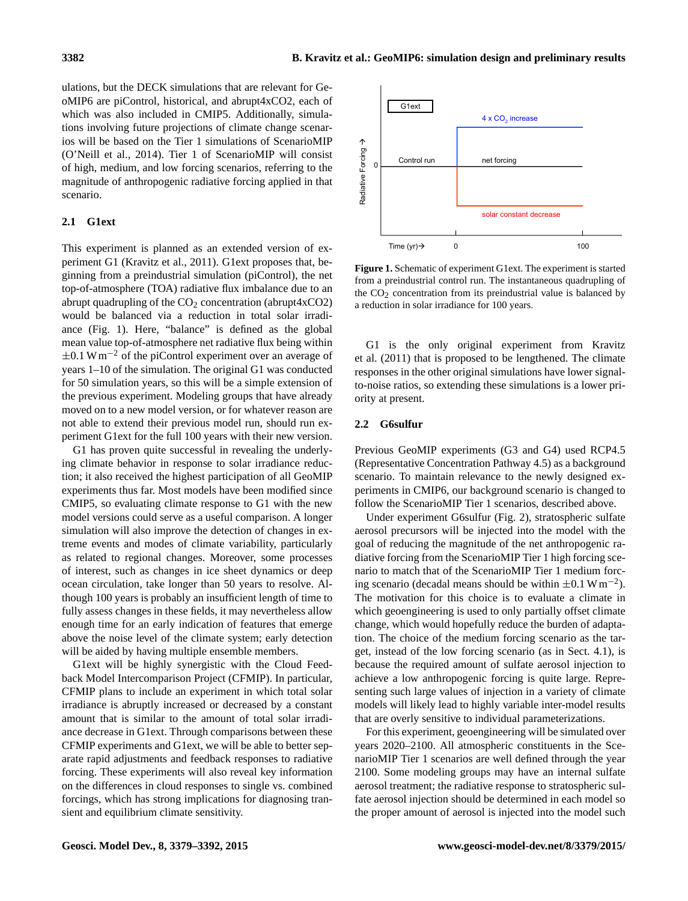ulations, but the DECK simulations that are relevant for GeoMIP6 are piControl, historical, and abrupt4xCO2, each of which was also included in CMIP5. Additionally, simulations involving future projections of climate change scenarios will be based on the Tier 1 simulations of ScenarioMIP (O'Neill et al., 2014). Tier 1 of ScenarioMIP will consist of high, medium, and low forcing scenarios, referring to the magnitude of anthropogenic radiative forcing applied in that scenario.

### 2.1 G1ext

This experiment is planned as an extended version of experiment G1 (Kravitz et al., 2011). G1ext proposes that, beginning from a preindustrial simulation (piControl), the net top-of-atmosphere (TOA) radiative flux imbalance due to an abrupt quadrupling of the $CO_2$ concentration (abrupt4xCO2) would be balanced via a reduction in total solar irradiance (Fig. 1). Here, "balance" is defined as the global mean value top-of-atmosphere net radiative flux being within $\pm 0.1\,\mathrm{W\,m^{-2}}$ of the piControl experiment over an average of years 1–10 of the simulation. The original G1 was conducted for 50 simulation years, so this will be a simple extension of the previous experiment. Modeling groups that have already moved on to a new model version, or for whatever reason are not able to extend their previous model run, should run experiment G1ext for the full 100 years with their new version.

G1 has proven quite successful in revealing the underlying climate behavior in response to solar irradiance reduction; it also received the highest participation of all GeoMIP experiments thus far. Most models have been modified since CMIP5, so evaluating climate response to G1 with the new model versions could serve as a useful comparison. A longer simulation will also improve the detection of changes in extreme events and modes of climate variability, particularly as related to regional changes. Moreover, some processes of interest, such as changes in ice sheet dynamics or deep ocean circulation, take longer than 50 years to resolve. Although 100 years is probably an insufficient length of time to fully assess changes in these fields, it may nevertheless allow enough time for an early indication of features that emerge above the noise level of the climate system; early detection will be aided by having multiple ensemble members.

G1ext will be highly synergistic with the Cloud Feedback Model Intercomparison Project (CFMIP). In particular, CFMIP plans to include an experiment in which total solar irradiance is abruptly increased or decreased by a constant amount that is similar to the amount of total solar irradiance decrease in G1ext. Through comparisons between these CFMIP experiments and G1ext, we will be able to better separate rapid adjustments and feedback responses to radiative forcing. These experiments will also reveal key information on the differences in cloud responses to single vs. combined forcings, which has strong implications for diagnosing transient and equilibrium climate sensitivity.

**Figure 1.** Schematic of experiment G1ext. The experiment is started from a preindustrial control run. The instantaneous quadrupling of the $CO_2$ concentration from its preindustrial value is balanced by a reduction in solar irradiance for 100 years.

G1 is the only original experiment from Kravitz et al. (2011) that is proposed to be lengthened. The climate responses in the other original simulations have lower signal-to-noise ratios, so extending these simulations is a lower priority at present.

### 2.2 G6sulfur

Previous GeoMIP experiments (G3 and G4) used RCP4.5 (Representative Concentration Pathway 4.5) as a background scenario. To maintain relevance to the newly designed experiments in CMIP6, our background scenario is changed to follow the ScenarioMIP Tier 1 scenarios, described above.

Under experiment G6sulfur (Fig. 2), stratospheric sulfate aerosol precursors will be injected into the model with the goal of reducing the magnitude of the net anthropogenic radiative forcing from the ScenarioMIP Tier 1 high forcing scenario to match that of the ScenarioMIP Tier 1 medium forcing scenario (decadal means should be within $\pm 0.1\,\mathrm{W\,m^{-2}}$). The motivation for this choice is to evaluate a climate in which geoengineering is used to only partially offset climate change, which would hopefully reduce the burden of adaptation. The choice of the medium forcing scenario as the target, instead of the low forcing scenario (as in Sect. 4.1), is because the required amount of sulfate aerosol injection to achieve a low anthropogenic forcing is quite large. Representing such large values of injection in a variety of climate models will likely lead to highly variable inter-model results that are overly sensitive to individual parameterizations.

For this experiment, geoengineering will be simulated over years 2020–2100. All atmospheric constituents in the ScenarioMIP Tier 1 scenarios are well defined through the year 2100. Some modeling groups may have an internal sulfate aerosol treatment; the radiative response to stratospheric sulfate aerosol injection should be determined in each model so the proper amount of aerosol is injected into the model such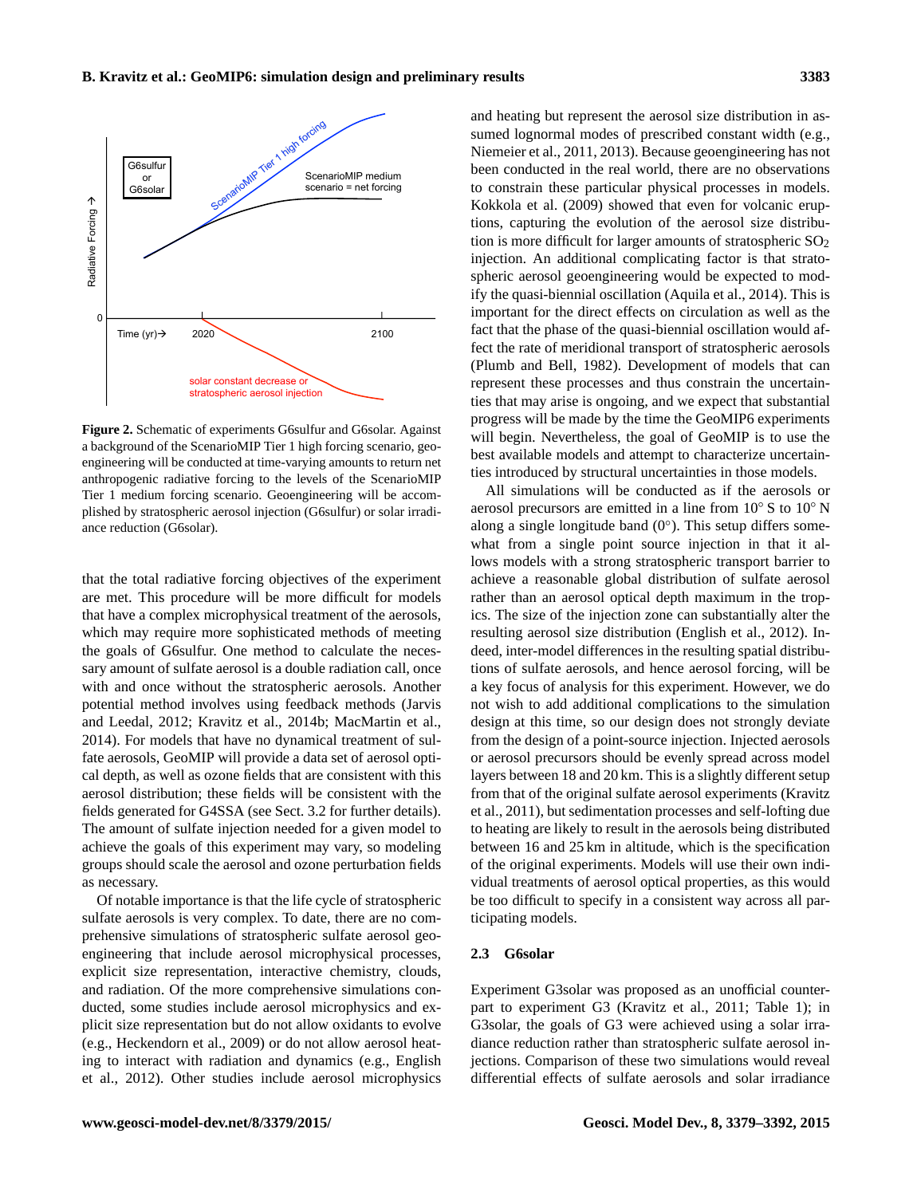**Figure 2.** Schematic of experiments G6sulfur and G6solar. Against a background of the ScenarioMIP Tier 1 high forcing scenario, geoengineering will be conducted at time-varying amounts to return net anthropogenic radiative forcing to the levels of the ScenarioMIP Tier 1 medium forcing scenario. Geoengineering will be accomplished by stratospheric aerosol injection (G6sulfur) or solar irradiance reduction (G6solar).

that the total radiative forcing objectives of the experiment are met. This procedure will be more difficult for models that have a complex microphysical treatment of the aerosols, which may require more sophisticated methods of meeting the goals of G6sulfur. One method to calculate the necessary amount of sulfate aerosol is a double radiation call, once with and once without the stratospheric aerosols. Another potential method involves using feedback methods (Jarvis and Leedal, 2012; Kravitz et al., 2014b; MacMartin et al., 2014). For models that have no dynamical treatment of sulfate aerosols, GeoMIP will provide a data set of aerosol optical depth, as well as ozone fields that are consistent with this aerosol distribution; these fields will be consistent with the fields generated for G4SSA (see Sect. 3.2 for further details). The amount of sulfate injection needed for a given model to achieve the goals of this experiment may vary, so modeling groups should scale the aerosol and ozone perturbation fields as necessary.

Of notable importance is that the life cycle of stratospheric sulfate aerosols is very complex. To date, there are no comprehensive simulations of stratospheric sulfate aerosol geoengineering that include aerosol microphysical processes, explicit size representation, interactive chemistry, clouds, and radiation. Of the more comprehensive simulations conducted, some studies include aerosol microphysics and explicit size representation but do not allow oxidants to evolve (e.g., Heckendorn et al., 2009) or do not allow aerosol heating to interact with radiation and dynamics (e.g., English et al., 2012). Other studies include aerosol microphysics and heating but represent the aerosol size distribution in assumed lognormal modes of prescribed constant width (e.g., Niemeier et al., 2011, 2013). Because geoengineering has not been conducted in the real world, there are no observations to constrain these particular physical processes in models. Kokkola et al. (2009) showed that even for volcanic eruptions, capturing the evolution of the aerosol size distribution is more difficult for larger amounts of stratospheric $SO_2$ injection. An additional complicating factor is that stratospheric aerosol geoengineering would be expected to modify the quasi-biennial oscillation (Aquila et al., 2014). This is important for the direct effects on circulation as well as the fact that the phase of the quasi-biennial oscillation would affect the rate of meridional transport of stratospheric aerosols (Plumb and Bell, 1982). Development of models that can represent these processes and thus constrain the uncertainties that may arise is ongoing, and we expect that substantial progress will be made by the time the GeoMIP6 experiments will begin. Nevertheless, the goal of GeoMIP is to use the best available models and attempt to characterize uncertainties introduced by structural uncertainties in those models.

All simulations will be conducted as if the aerosols or aerosol precursors are emitted in a line from 10° S to 10° N along a single longitude band (0°). This setup differs somewhat from a single point source injection in that it allows models with a strong stratospheric transport barrier to achieve a reasonable global distribution of sulfate aerosol rather than an aerosol optical depth maximum in the tropics. The size of the injection zone can substantially alter the resulting aerosol size distribution (English et al., 2012). Indeed, inter-model differences in the resulting spatial distributions of sulfate aerosols, and hence aerosol forcing, will be a key focus of analysis for this experiment. However, we do not wish to add additional complications to the simulation design at this time, so our design does not strongly deviate from the design of a point-source injection. Injected aerosols or aerosol precursors should be evenly spread across model layers between 18 and 20 km. This is a slightly different setup from that of the original sulfate aerosol experiments (Kravitz et al., 2011), but sedimentation processes and self-lofting due to heating are likely to result in the aerosols being distributed between 16 and 25 km in altitude, which is the specification of the original experiments. Models will use their own individual treatments of aerosol optical properties, as this would be too difficult to specify in a consistent way across all participating models.

### 2.3 G6solar

Experiment G3solar was proposed as an unofficial counterpart to experiment G3 (Kravitz et al., 2011; Table 1); in G3solar, the goals of G3 were achieved using a solar irradiance reduction rather than stratospheric sulfate aerosol injections. Comparison of these two simulations would reveal differential effects of sulfate aerosols and solar irradiance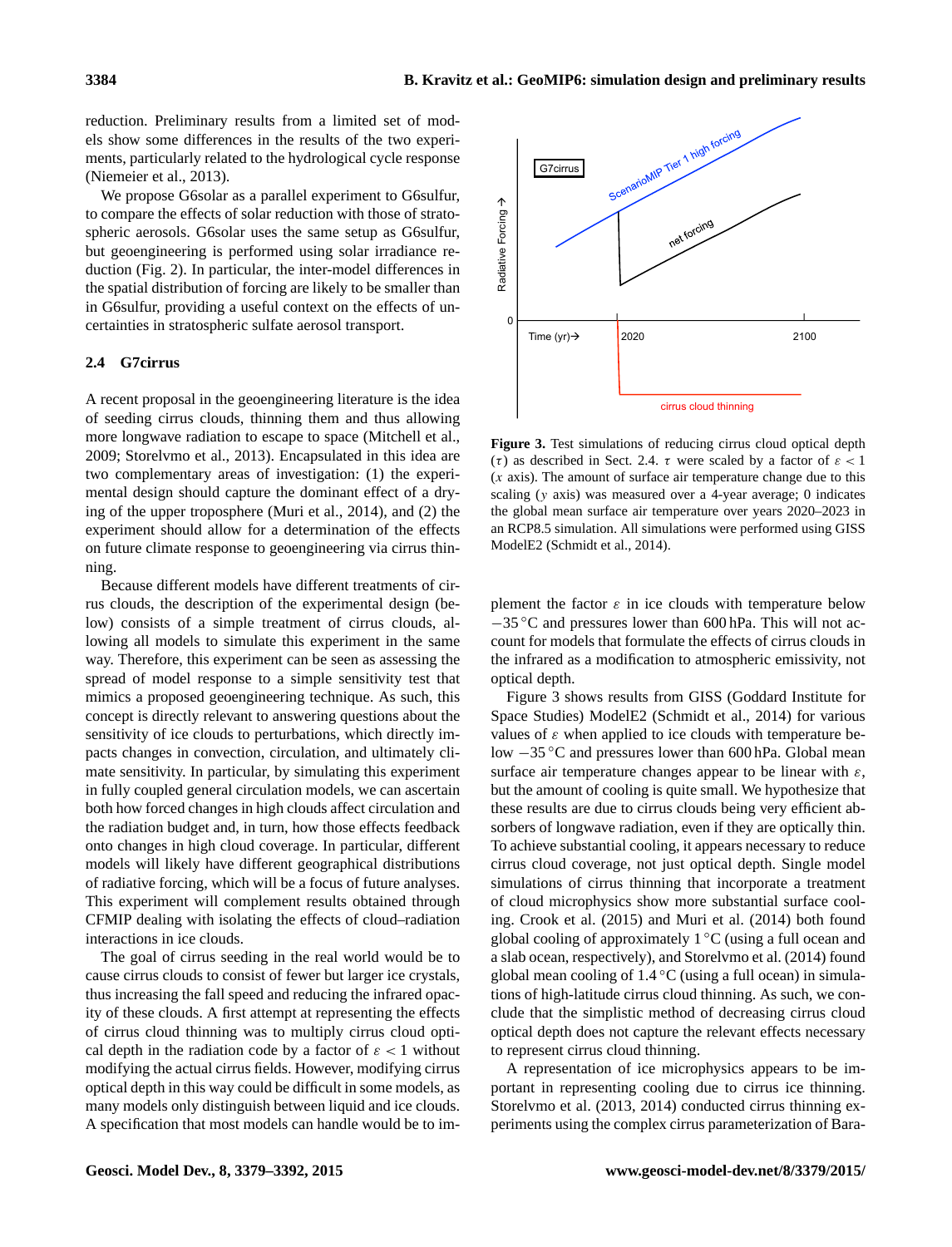reduction. Preliminary results from a limited set of models show some differences in the results of the two experiments, particularly related to the hydrological cycle response (Niemeier et al., 2013).

We propose G6solar as a parallel experiment to G6sulfur, to compare the effects of solar reduction with those of stratospheric aerosols. G6solar uses the same setup as G6sulfur, but geoengineering is performed using solar irradiance reduction (Fig. 2). In particular, the inter-model differences in the spatial distribution of forcing are likely to be smaller than in G6sulfur, providing a useful context on the effects of uncertainties in stratospheric sulfate aerosol transport.

### 2.4 G7cirrus

A recent proposal in the geoengineering literature is the idea of seeding cirrus clouds, thinning them and thus allowing more longwave radiation to escape to space (Mitchell et al., 2009; Storelvmo et al., 2013). Encapsulated in this idea are two complementary areas of investigation: (1) the experimental design should capture the dominant effect of a drying of the upper troposphere (Muri et al., 2014), and (2) the experiment should allow for a determination of the effects on future climate response to geoengineering via cirrus thinning.

Because different models have different treatments of cirrus clouds, the description of the experimental design (below) consists of a simple treatment of cirrus clouds, allowing all models to simulate this experiment in the same way. Therefore, this experiment can be seen as assessing the spread of model response to a simple sensitivity test that mimics a proposed geoengineering technique. As such, this concept is directly relevant to answering questions about the sensitivity of ice clouds to perturbations, which directly impacts changes in convection, circulation, and ultimately climate sensitivity. In particular, by simulating this experiment in fully coupled general circulation models, we can ascertain both how forced changes in high clouds affect circulation and the radiation budget and, in turn, how those effects feedback onto changes in high cloud coverage. In particular, different models will likely have different geographical distributions of radiative forcing, which will be a focus of future analyses. This experiment will complement results obtained through CFMIP dealing with isolating the effects of cloud–radiation interactions in ice clouds.

The goal of cirrus seeding in the real world would be to cause cirrus clouds to consist of fewer but larger ice crystals, thus increasing the fall speed and reducing the infrared opacity of these clouds. A first attempt at representing the effects of cirrus cloud thinning was to multiply cirrus cloud optical depth in the radiation code by a factor of $\varepsilon < 1$ without modifying the actual cirrus fields. However, modifying cirrus optical depth in this way could be difficult in some models, as many models only distinguish between liquid and ice clouds. A specification that most models can handle would be to implement the factor $\varepsilon$ in ice clouds with temperature below $-35\,^{\circ}$C and pressures lower than 600 hPa. This will not account for models that formulate the effects of cirrus clouds in the infrared as a modification to atmospheric emissivity, not optical depth.

G7cirrus
ScenarioMIP Tier 1 high forcing
net forcing
Radiative Forcing →
0
Time (yr)→
2020
2100
cirrus cloud thinning

**Figure 3.** Test simulations of reducing cirrus cloud optical depth ($\tau$) as described in Sect. 2.4. $\tau$ were scaled by a factor of $\varepsilon < 1$ ($x$ axis). The amount of surface air temperature change due to this scaling ($y$ axis) was measured over a 4-year average; 0 indicates the global mean surface air temperature over years 2020–2023 in an RCP8.5 simulation. All simulations were performed using GISS ModelE2 (Schmidt et al., 2014).

Figure 3 shows results from GISS (Goddard Institute for Space Studies) ModelE2 (Schmidt et al., 2014) for various values of $\varepsilon$ when applied to ice clouds with temperature below $-35\,^{\circ}$C and pressures lower than 600 hPa. Global mean surface air temperature changes appear to be linear with $\varepsilon$, but the amount of cooling is quite small. We hypothesize that these results are due to cirrus clouds being very efficient absorbers of longwave radiation, even if they are optically thin. To achieve substantial cooling, it appears necessary to reduce cirrus cloud coverage, not just optical depth. Single model simulations of cirrus thinning that incorporate a treatment of cloud microphysics show more substantial surface cooling. Crook et al. (2015) and Muri et al. (2014) both found global cooling of approximately $1\,^{\circ}$C (using a full ocean and a slab ocean, respectively), and Storelvmo et al. (2014) found global mean cooling of $1.4\,^{\circ}$C (using a full ocean) in simulations of high-latitude cirrus cloud thinning. As such, we conclude that the simplistic method of decreasing cirrus cloud optical depth does not capture the relevant effects necessary to represent cirrus cloud thinning.

A representation of ice microphysics appears to be important in representing cooling due to cirrus ice thinning. Storelvmo et al. (2013, 2014) conducted cirrus thinning experiments using the complex cirrus parameterization of Bara-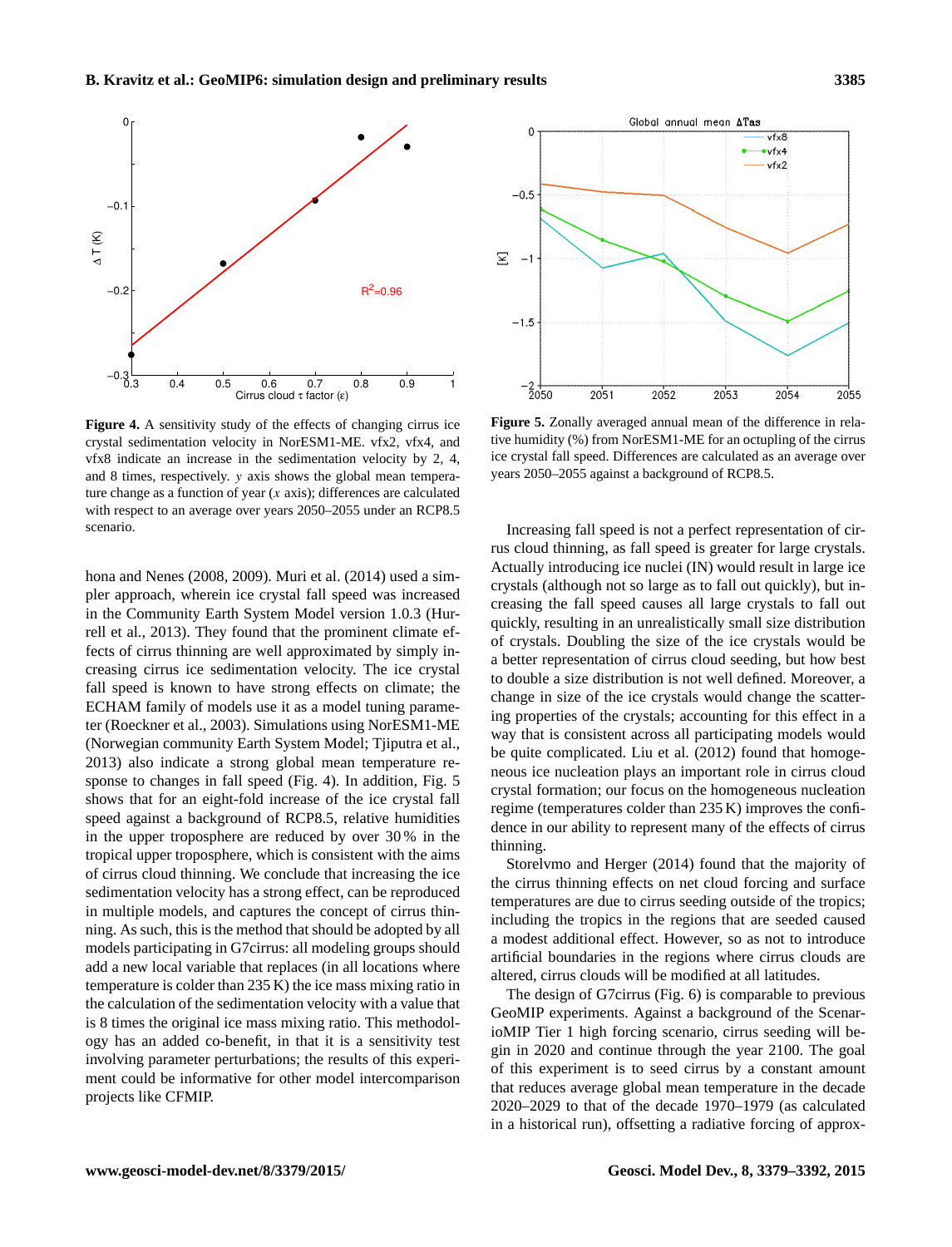**Figure 4.** A sensitivity study of the effects of changing cirrus ice crystal sedimentation velocity in NorESM1-ME. vfx2, vfx4, and vfx8 indicate an increase in the sedimentation velocity by 2, 4, and 8 times, respectively. $y$ axis shows the global mean temperature change as a function of year ($x$ axis); differences are calculated with respect to an average over years 2050–2055 under an RCP8.5 scenario.

**Figure 5.** Zonally averaged annual mean of the difference in relative humidity (%) from NorESM1-ME for an octupling of the cirrus ice crystal fall speed. Differences are calculated as an average over years 2050–2055 against a background of RCP8.5.

hona and Nenes (2008, 2009). Muri et al. (2014) used a simpler approach, wherein ice crystal fall speed was increased in the Community Earth System Model version 1.0.3 (Hurrell et al., 2013). They found that the prominent climate effects of cirrus thinning are well approximated by simply increasing cirrus ice sedimentation velocity. The ice crystal fall speed is known to have strong effects on climate; the ECHAM family of models use it as a model tuning parameter (Roeckner et al., 2003). Simulations using NorESM1-ME (Norwegian community Earth System Model; Tjiputra et al., 2013) also indicate a strong global mean temperature response to changes in fall speed (Fig. 4). In addition, Fig. 5 shows that for an eight-fold increase of the ice crystal fall speed against a background of RCP8.5, relative humidities in the upper troposphere are reduced by over 30 % in the tropical upper troposphere, which is consistent with the aims of cirrus cloud thinning. We conclude that increasing the ice sedimentation velocity has a strong effect, can be reproduced in multiple models, and captures the concept of cirrus thinning. As such, this is the method that should be adopted by all models participating in G7cirrus: all modeling groups should add a new local variable that replaces (in all locations where temperature is colder than 235 K) the ice mass mixing ratio in the calculation of the sedimentation velocity with a value that is 8 times the original ice mass mixing ratio. This methodology has an added co-benefit, in that it is a sensitivity test involving parameter perturbations; the results of this experiment could be informative for other model intercomparison projects like CFMIP.

Increasing fall speed is not a perfect representation of cirrus cloud thinning, as fall speed is greater for large crystals. Actually introducing ice nuclei (IN) would result in large ice crystals (although not so large as to fall out quickly), but increasing the fall speed causes all large crystals to fall out quickly, resulting in an unrealistically small size distribution of crystals. Doubling the size of the ice crystals would be a better representation of cirrus cloud seeding, but how best to double a size distribution is not well defined. Moreover, a change in size of the ice crystals would change the scattering properties of the crystals; accounting for this effect in a way that is consistent across all participating models would be quite complicated. Liu et al. (2012) found that homogeneous ice nucleation plays an important role in cirrus cloud crystal formation; our focus on the homogeneous nucleation regime (temperatures colder than 235 K) improves the confidence in our ability to represent many of the effects of cirrus thinning.

Storelvmo and Herger (2014) found that the majority of the cirrus thinning effects on net cloud forcing and surface temperatures are due to cirrus seeding outside of the tropics; including the tropics in the regions that are seeded caused a modest additional effect. However, so as not to introduce artificial boundaries in the regions where cirrus clouds are altered, cirrus clouds will be modified at all latitudes.

The design of G7cirrus (Fig. 6) is comparable to previous GeoMIP experiments. Against a background of the ScenarioMIP Tier 1 high forcing scenario, cirrus seeding will begin in 2020 and continue through the year 2100. The goal of this experiment is to seed cirrus by a constant amount that reduces average global mean temperature in the decade 2020–2029 to that of the decade 1970–1979 (as calculated in a historical run), offsetting a radiative forcing of approx-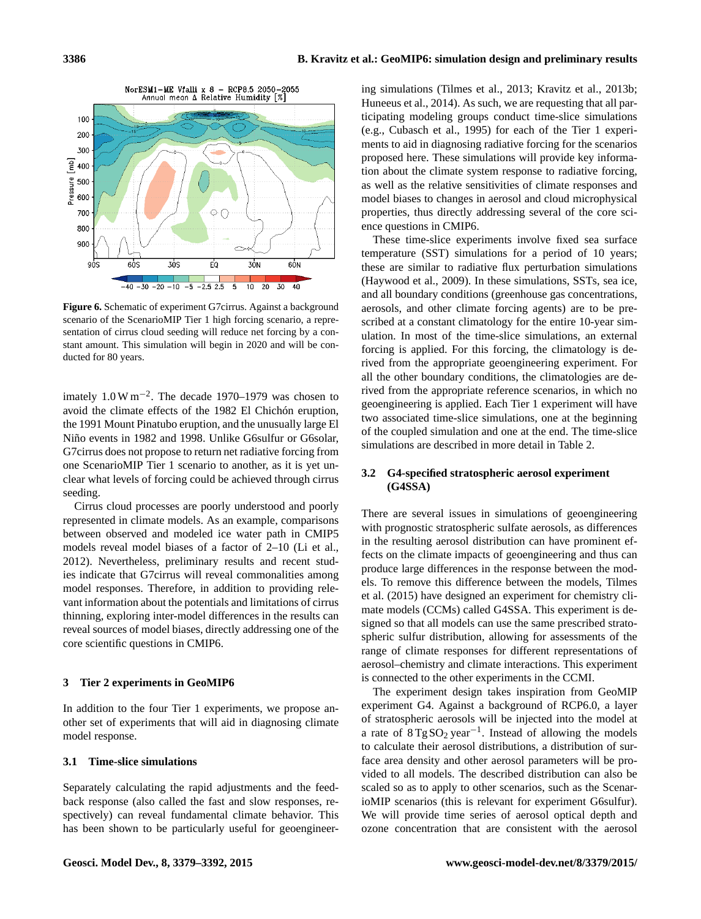**Figure 6.** Schematic of experiment G7cirrus. Against a background scenario of the ScenarioMIP Tier 1 high forcing scenario, a representation of cirrus cloud seeding will reduce net forcing by a constant amount. This simulation will begin in 2020 and will be conducted for 80 years.

imately $1.0\,\mathrm{W\,m^{-2}}$. The decade 1970–1979 was chosen to avoid the climate effects of the 1982 El Chichón eruption, the 1991 Mount Pinatubo eruption, and the unusually large El Niño events in 1982 and 1998. Unlike G6sulfur or G6solar, G7cirrus does not propose to return net radiative forcing from one ScenarioMIP Tier 1 scenario to another, as it is yet unclear what levels of forcing could be achieved through cirrus seeding.

Cirrus cloud processes are poorly understood and poorly represented in climate models. As an example, comparisons between observed and modeled ice water path in CMIP5 models reveal model biases of a factor of 2–10 (Li et al., 2012). Nevertheless, preliminary results and recent studies indicate that G7cirrus will reveal commonalities among model responses. Therefore, in addition to providing relevant information about the potentials and limitations of cirrus thinning, exploring inter-model differences in the results can reveal sources of model biases, directly addressing one of the core scientific questions in CMIP6.

## 3 Tier 2 experiments in GeoMIP6

In addition to the four Tier 1 experiments, we propose another set of experiments that will aid in diagnosing climate model response.

### 3.1 Time-slice simulations

Separately calculating the rapid adjustments and the feedback response (also called the fast and slow responses, respectively) can reveal fundamental climate behavior. This has been shown to be particularly useful for geoengineering simulations (Tilmes et al., 2013; Kravitz et al., 2013b; Huneeus et al., 2014). As such, we are requesting that all participating modeling groups conduct time-slice simulations (e.g., Cubasch et al., 1995) for each of the Tier 1 experiments to aid in diagnosing radiative forcing for the scenarios proposed here. These simulations will provide key information about the climate system response to radiative forcing, as well as the relative sensitivities of climate responses and model biases to changes in aerosol and cloud microphysical properties, thus directly addressing several of the core science questions in CMIP6.

These time-slice experiments involve fixed sea surface temperature (SST) simulations for a period of 10 years; these are similar to radiative flux perturbation simulations (Haywood et al., 2009). In these simulations, SSTs, sea ice, and all boundary conditions (greenhouse gas concentrations, aerosols, and other climate forcing agents) are to be prescribed at a constant climatology for the entire 10-year simulation. In most of the time-slice simulations, an external forcing is applied. For this forcing, the climatology is derived from the appropriate geoengineering experiment. For all the other boundary conditions, the climatologies are derived from the appropriate reference scenarios, in which no geoengineering is applied. Each Tier 1 experiment will have two associated time-slice simulations, one at the beginning of the coupled simulation and one at the end. The time-slice simulations are described in more detail in Table 2.

### 3.2 G4-specified stratospheric aerosol experiment (G4SSA)

There are several issues in simulations of geoengineering with prognostic stratospheric sulfate aerosols, as differences in the resulting aerosol distribution can have prominent effects on the climate impacts of geoengineering and thus can produce large differences in the response between the models. To remove this difference between the models, Tilmes et al. (2015) have designed an experiment for chemistry climate models (CCMs) called G4SSA. This experiment is designed so that all models can use the same prescribed stratospheric sulfur distribution, allowing for assessments of the range of climate responses for different representations of aerosol–chemistry and climate interactions. This experiment is connected to the other experiments in the CCMI.

The experiment design takes inspiration from GeoMIP experiment G4. Against a background of RCP6.0, a layer of stratospheric aerosols will be injected into the model at a rate of $8\,\mathrm{Tg\,SO_2\,year^{-1}}$. Instead of allowing the models to calculate their aerosol distributions, a distribution of surface area density and other aerosol parameters will be provided to all models. The described distribution can also be scaled so as to apply to other scenarios, such as the ScenarioMIP scenarios (this is relevant for experiment G6sulfur). We will provide time series of aerosol optical depth and ozone concentration that are consistent with the aerosol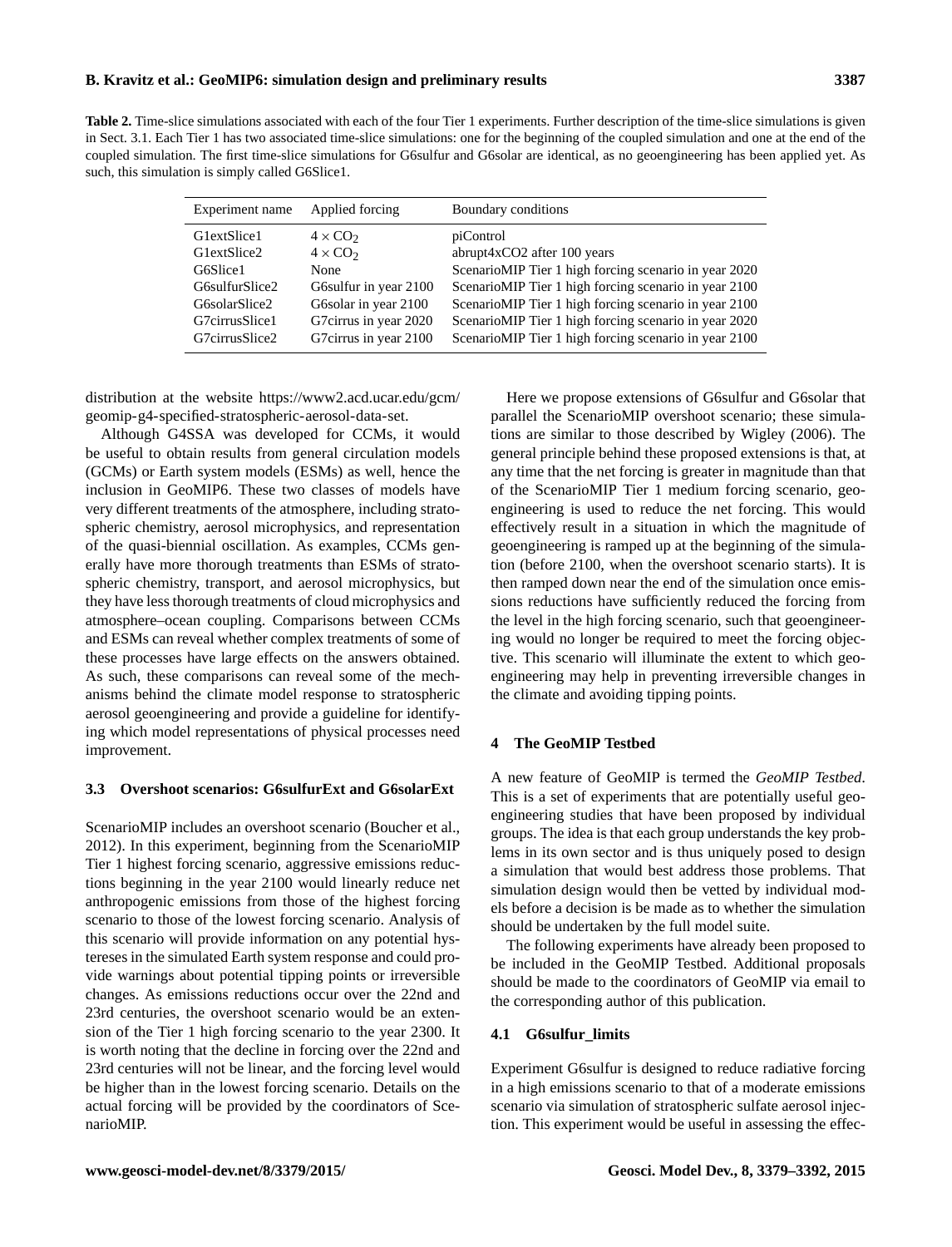**Table 2.** Time-slice simulations associated with each of the four Tier 1 experiments. Further description of the time-slice simulations is given in Sect. 3.1. Each Tier 1 has two associated time-slice simulations: one for the beginning of the coupled simulation and one at the end of the coupled simulation. The first time-slice simulations for G6sulfur and G6solar are identical, as no geoengineering has been applied yet. As such, this simulation is simply called G6Slice1.

| Experiment name | Applied forcing | Boundary conditions |
|---|---|---|
| G1extSlice1 | $4 \times CO_2$ | piControl |
| G1extSlice2 | $4 \times CO_2$ | abrupt4xCO2 after 100 years |
| G6Slice1 | None | ScenarioMIP Tier 1 high forcing scenario in year 2020 |
| G6sulfurSlice2 | G6sulfur in year 2100 | ScenarioMIP Tier 1 high forcing scenario in year 2100 |
| G6solarSlice2 | G6solar in year 2100 | ScenarioMIP Tier 1 high forcing scenario in year 2100 |
| G7cirrusSlice1 | G7cirrus in year 2020 | ScenarioMIP Tier 1 high forcing scenario in year 2020 |
| G7cirrusSlice2 | G7cirrus in year 2100 | ScenarioMIP Tier 1 high forcing scenario in year 2100 |

distribution at the website https://www2.acd.ucar.edu/gcm/geomip-g4-specified-stratospheric-aerosol-data-set.

Although G4SSA was developed for CCMs, it would be useful to obtain results from general circulation models (GCMs) or Earth system models (ESMs) as well, hence the inclusion in GeoMIP6. These two classes of models have very different treatments of the atmosphere, including stratospheric chemistry, aerosol microphysics, and representation of the quasi-biennial oscillation. As examples, CCMs generally have more thorough treatments than ESMs of stratospheric chemistry, transport, and aerosol microphysics, but they have less thorough treatments of cloud microphysics and atmosphere–ocean coupling. Comparisons between CCMs and ESMs can reveal whether complex treatments of some of these processes have large effects on the answers obtained. As such, these comparisons can reveal some of the mechanisms behind the climate model response to stratospheric aerosol geoengineering and provide a guideline for identifying which model representations of physical processes need improvement.

### 3.3 Overshoot scenarios: G6sulfurExt and G6solarExt

ScenarioMIP includes an overshoot scenario (Boucher et al., 2012). In this experiment, beginning from the ScenarioMIP Tier 1 highest forcing scenario, aggressive emissions reductions beginning in the year 2100 would linearly reduce net anthropogenic emissions from those of the highest forcing scenario to those of the lowest forcing scenario. Analysis of this scenario will provide information on any potential hystereses in the simulated Earth system response and could provide warnings about potential tipping points or irreversible changes. As emissions reductions occur over the 22nd and 23rd centuries, the overshoot scenario would be an extension of the Tier 1 high forcing scenario to the year 2300. It is worth noting that the decline in forcing over the 22nd and 23rd centuries will not be linear, and the forcing level would be higher than in the lowest forcing scenario. Details on the actual forcing will be provided by the coordinators of ScenarioMIP.

Here we propose extensions of G6sulfur and G6solar that parallel the ScenarioMIP overshoot scenario; these simulations are similar to those described by Wigley (2006). The general principle behind these proposed extensions is that, at any time that the net forcing is greater in magnitude than that of the ScenarioMIP Tier 1 medium forcing scenario, geoengineering is used to reduce the net forcing. This would effectively result in a situation in which the magnitude of geoengineering is ramped up at the beginning of the simulation (before 2100, when the overshoot scenario starts). It is then ramped down near the end of the simulation once emissions reductions have sufficiently reduced the forcing from the level in the high forcing scenario, such that geoengineering would no longer be required to meet the forcing objective. This scenario will illuminate the extent to which geoengineering may help in preventing irreversible changes in the climate and avoiding tipping points.

## 4 The GeoMIP Testbed

A new feature of GeoMIP is termed the *GeoMIP Testbed*. This is a set of experiments that are potentially useful geoengineering studies that have been proposed by individual groups. The idea is that each group understands the key problems in its own sector and is thus uniquely posed to design a simulation that would best address those problems. That simulation design would then be vetted by individual models before a decision is be made as to whether the simulation should be undertaken by the full model suite.

The following experiments have already been proposed to be included in the GeoMIP Testbed. Additional proposals should be made to the coordinators of GeoMIP via email to the corresponding author of this publication.

### 4.1 G6sulfur_limits

Experiment G6sulfur is designed to reduce radiative forcing in a high emissions scenario to that of a moderate emissions scenario via simulation of stratospheric sulfate aerosol injection. This experiment would be useful in assessing the effec-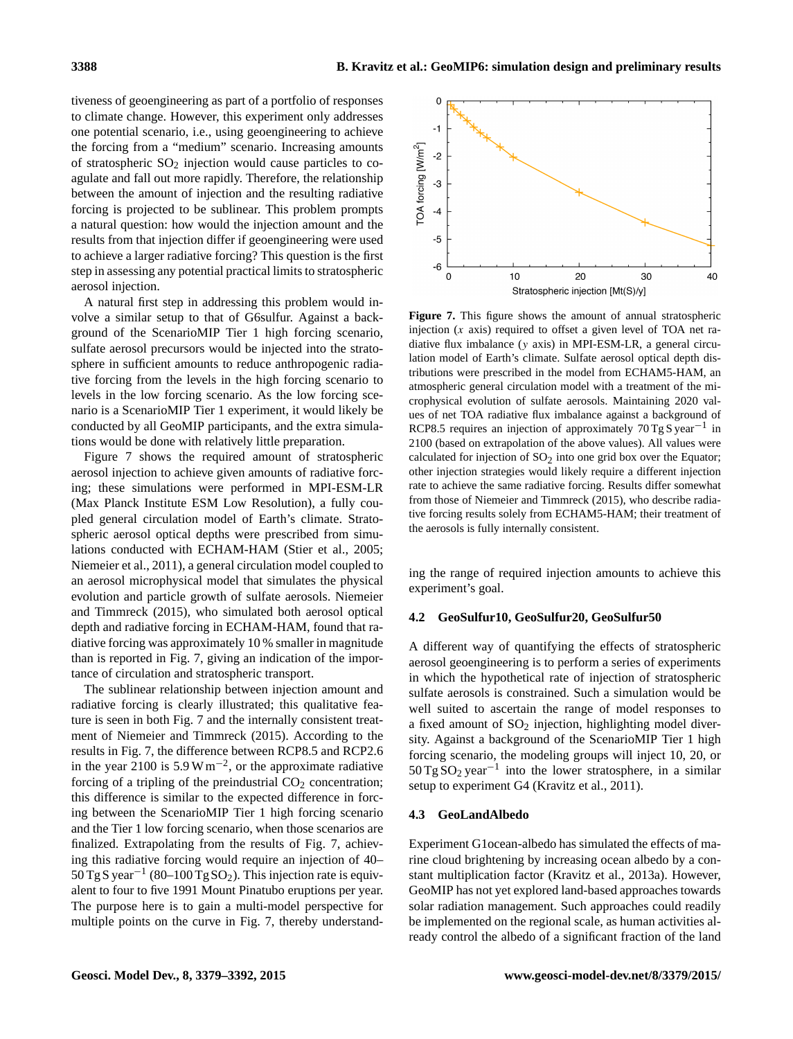tiveness of geoengineering as part of a portfolio of responses to climate change. However, this experiment only addresses one potential scenario, i.e., using geoengineering to achieve the forcing from a "medium" scenario. Increasing amounts of stratospheric $SO_2$ injection would cause particles to coagulate and fall out more rapidly. Therefore, the relationship between the amount of injection and the resulting radiative forcing is projected to be sublinear. This problem prompts a natural question: how would the injection amount and the results from that injection differ if geoengineering were used to achieve a larger radiative forcing? This question is the first step in assessing any potential practical limits to stratospheric aerosol injection.

A natural first step in addressing this problem would involve a similar setup to that of G6sulfur. Against a background of the ScenarioMIP Tier 1 high forcing scenario, sulfate aerosol precursors would be injected into the stratosphere in sufficient amounts to reduce anthropogenic radiative forcing from the levels in the high forcing scenario to levels in the low forcing scenario. As the low forcing scenario is a ScenarioMIP Tier 1 experiment, it would likely be conducted by all GeoMIP participants, and the extra simulations would be done with relatively little preparation.

Figure 7 shows the required amount of stratospheric aerosol injection to achieve given amounts of radiative forcing; these simulations were performed in MPI-ESM-LR (Max Planck Institute ESM Low Resolution), a fully coupled general circulation model of Earth's climate. Stratospheric aerosol optical depths were prescribed from simulations conducted with ECHAM-HAM (Stier et al., 2005; Niemeier et al., 2011), a general circulation model coupled to an aerosol microphysical model that simulates the physical evolution and particle growth of sulfate aerosols. Niemeier and Timmreck (2015), who simulated both aerosol optical depth and radiative forcing in ECHAM-HAM, found that radiative forcing was approximately 10 % smaller in magnitude than is reported in Fig. 7, giving an indication of the importance of circulation and stratospheric transport.

The sublinear relationship between injection amount and radiative forcing is clearly illustrated; this qualitative feature is seen in both Fig. 7 and the internally consistent treatment of Niemeier and Timmreck (2015). According to the results in Fig. 7, the difference between RCP8.5 and RCP2.6 in the year 2100 is $5.9\,\mathrm{W\,m^{-2}}$, or the approximate radiative forcing of a tripling of the preindustrial $CO_2$ concentration; this difference is similar to the expected difference in forcing between the ScenarioMIP Tier 1 high forcing scenario and the Tier 1 low forcing scenario, when those scenarios are finalized. Extrapolating from the results of Fig. 7, achieving this radiative forcing would require an injection of 40–$50\,\mathrm{Tg\,S\,year^{-1}}$ (80–$100\,\mathrm{Tg\,SO_2}$). This injection rate is equivalent to four to five 1991 Mount Pinatubo eruptions per year. The purpose here is to gain a multi-model perspective for multiple points on the curve in Fig. 7, thereby understanding the range of required injection amounts to achieve this experiment's goal.

**Figure 7.** This figure shows the amount of annual stratospheric injection ($x$ axis) required to offset a given level of TOA net radiative flux imbalance ($y$ axis) in MPI-ESM-LR, a general circulation model of Earth's climate. Sulfate aerosol optical depth distributions were prescribed in the model from ECHAM5-HAM, an atmospheric general circulation model with a treatment of the microphysical evolution of sulfate aerosols. Maintaining 2020 values of net TOA radiative flux imbalance against a background of RCP8.5 requires an injection of approximately $70\,\mathrm{Tg\,S\,year^{-1}}$ in 2100 (based on extrapolation of the above values). All values were calculated for injection of $SO_2$ into one grid box over the Equator; other injection strategies would likely require a different injection rate to achieve the same radiative forcing. Results differ somewhat from those of Niemeier and Timmreck (2015), who describe radiative forcing results solely from ECHAM5-HAM; their treatment of the aerosols is fully internally consistent.

### 4.2 GeoSulfur10, GeoSulfur20, GeoSulfur50

A different way of quantifying the effects of stratospheric aerosol geoengineering is to perform a series of experiments in which the hypothetical rate of injection of stratospheric sulfate aerosols is constrained. Such a simulation would be well suited to ascertain the range of model responses to a fixed amount of $SO_2$ injection, highlighting model diversity. Against a background of the ScenarioMIP Tier 1 high forcing scenario, the modeling groups will inject 10, 20, or $50\,\mathrm{Tg\,SO_2\,year^{-1}}$ into the lower stratosphere, in a similar setup to experiment G4 (Kravitz et al., 2011).

### 4.3 GeoLandAlbedo

Experiment G1ocean-albedo has simulated the effects of marine cloud brightening by increasing ocean albedo by a constant multiplication factor (Kravitz et al., 2013a). However, GeoMIP has not yet explored land-based approaches towards solar radiation management. Such approaches could readily be implemented on the regional scale, as human activities already control the albedo of a significant fraction of the land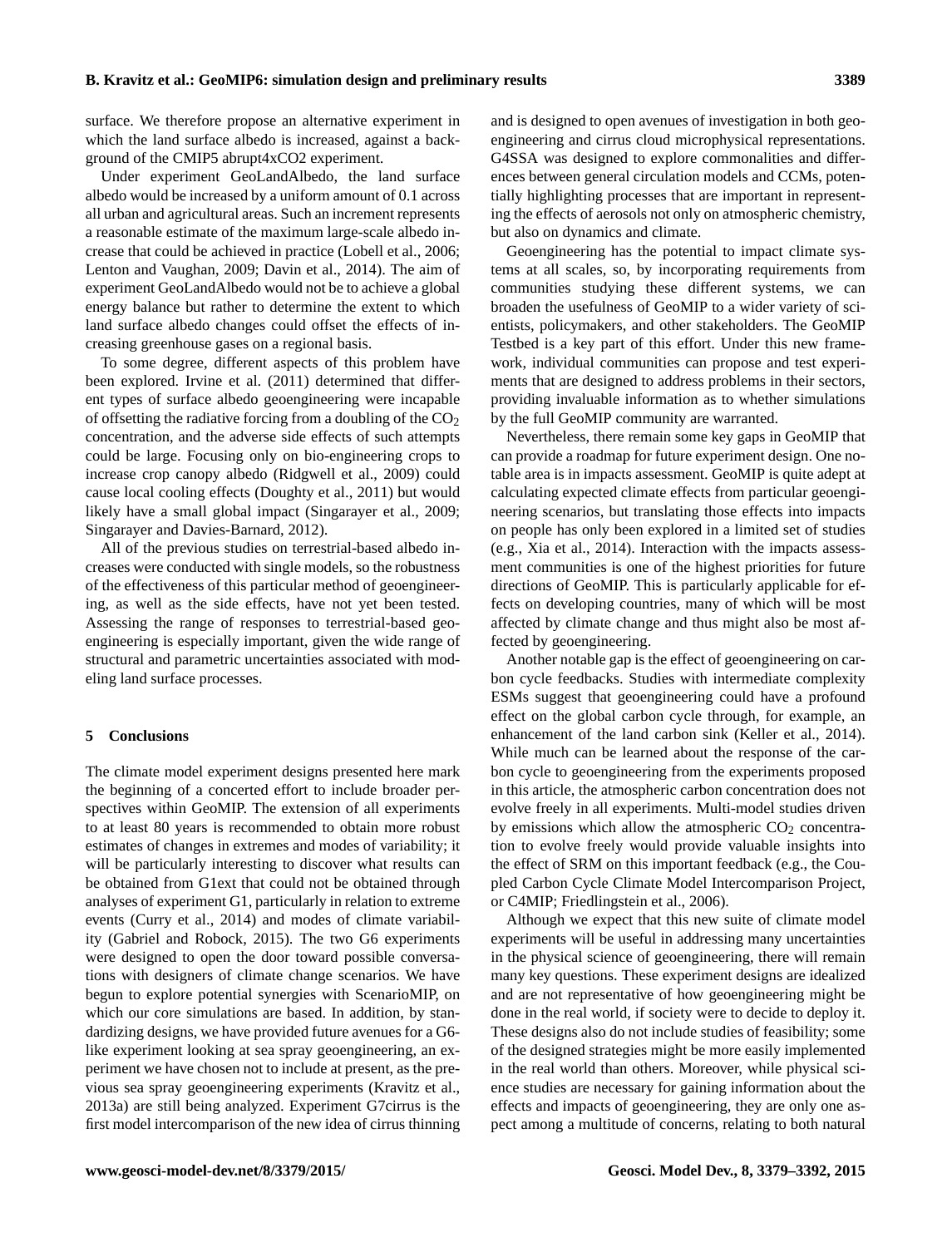surface. We therefore propose an alternative experiment in which the land surface albedo is increased, against a background of the CMIP5 abrupt4xCO2 experiment.

Under experiment GeoLandAlbedo, the land surface albedo would be increased by a uniform amount of 0.1 across all urban and agricultural areas. Such an increment represents a reasonable estimate of the maximum large-scale albedo increase that could be achieved in practice (Lobell et al., 2006; Lenton and Vaughan, 2009; Davin et al., 2014). The aim of experiment GeoLandAlbedo would not be to achieve a global energy balance but rather to determine the extent to which land surface albedo changes could offset the effects of increasing greenhouse gases on a regional basis.

To some degree, different aspects of this problem have been explored. Irvine et al. (2011) determined that different types of surface albedo geoengineering were incapable of offsetting the radiative forcing from a doubling of the $CO_2$ concentration, and the adverse side effects of such attempts could be large. Focusing only on bio-engineering crops to increase crop canopy albedo (Ridgwell et al., 2009) could cause local cooling effects (Doughty et al., 2011) but would likely have a small global impact (Singarayer et al., 2009; Singarayer and Davies-Barnard, 2012).

All of the previous studies on terrestrial-based albedo increases were conducted with single models, so the robustness of the effectiveness of this particular method of geoengineering, as well as the side effects, have not yet been tested. Assessing the range of responses to terrestrial-based geoengineering is especially important, given the wide range of structural and parametric uncertainties associated with modeling land surface processes.

## 5 Conclusions

The climate model experiment designs presented here mark the beginning of a concerted effort to include broader perspectives within GeoMIP. The extension of all experiments to at least 80 years is recommended to obtain more robust estimates of changes in extremes and modes of variability; it will be particularly interesting to discover what results can be obtained from G1ext that could not be obtained through analyses of experiment G1, particularly in relation to extreme events (Curry et al., 2014) and modes of climate variability (Gabriel and Robock, 2015). The two G6 experiments were designed to open the door toward possible conversations with designers of climate change scenarios. We have begun to explore potential synergies with ScenarioMIP, on which our core simulations are based. In addition, by standardizing designs, we have provided future avenues for a G6-like experiment looking at sea spray geoengineering, an experiment we have chosen not to include at present, as the previous sea spray geoengineering experiments (Kravitz et al., 2013a) are still being analyzed. Experiment G7cirrus is the first model intercomparison of the new idea of cirrus thinning and is designed to open avenues of investigation in both geoengineering and cirrus cloud microphysical representations. G4SSA was designed to explore commonalities and differences between general circulation models and CCMs, potentially highlighting processes that are important in representing the effects of aerosols not only on atmospheric chemistry, but also on dynamics and climate.

Geoengineering has the potential to impact climate systems at all scales, so, by incorporating requirements from communities studying these different systems, we can broaden the usefulness of GeoMIP to a wider variety of scientists, policymakers, and other stakeholders. The GeoMIP Testbed is a key part of this effort. Under this new framework, individual communities can propose and test experiments that are designed to address problems in their sectors, providing invaluable information as to whether simulations by the full GeoMIP community are warranted.

Nevertheless, there remain some key gaps in GeoMIP that can provide a roadmap for future experiment design. One notable area is in impacts assessment. GeoMIP is quite adept at calculating expected climate effects from particular geoengineering scenarios, but translating those effects into impacts on people has only been explored in a limited set of studies (e.g., Xia et al., 2014). Interaction with the impacts assessment communities is one of the highest priorities for future directions of GeoMIP. This is particularly applicable for effects on developing countries, many of which will be most affected by climate change and thus might also be most affected by geoengineering.

Another notable gap is the effect of geoengineering on carbon cycle feedbacks. Studies with intermediate complexity ESMs suggest that geoengineering could have a profound effect on the global carbon cycle through, for example, an enhancement of the land carbon sink (Keller et al., 2014). While much can be learned about the response of the carbon cycle to geoengineering from the experiments proposed in this article, the atmospheric carbon concentration does not evolve freely in all experiments. Multi-model studies driven by emissions which allow the atmospheric $CO_2$ concentration to evolve freely would provide valuable insights into the effect of SRM on this important feedback (e.g., the Coupled Carbon Cycle Climate Model Intercomparison Project, or C4MIP; Friedlingstein et al., 2006).

Although we expect that this new suite of climate model experiments will be useful in addressing many uncertainties in the physical science of geoengineering, there will remain many key questions. These experiment designs are idealized and are not representative of how geoengineering might be done in the real world, if society were to decide to deploy it. These designs also do not include studies of feasibility; some of the designed strategies might be more easily implemented in the real world than others. Moreover, while physical science studies are necessary for gaining information about the effects and impacts of geoengineering, they are only one aspect among a multitude of concerns, relating to both natural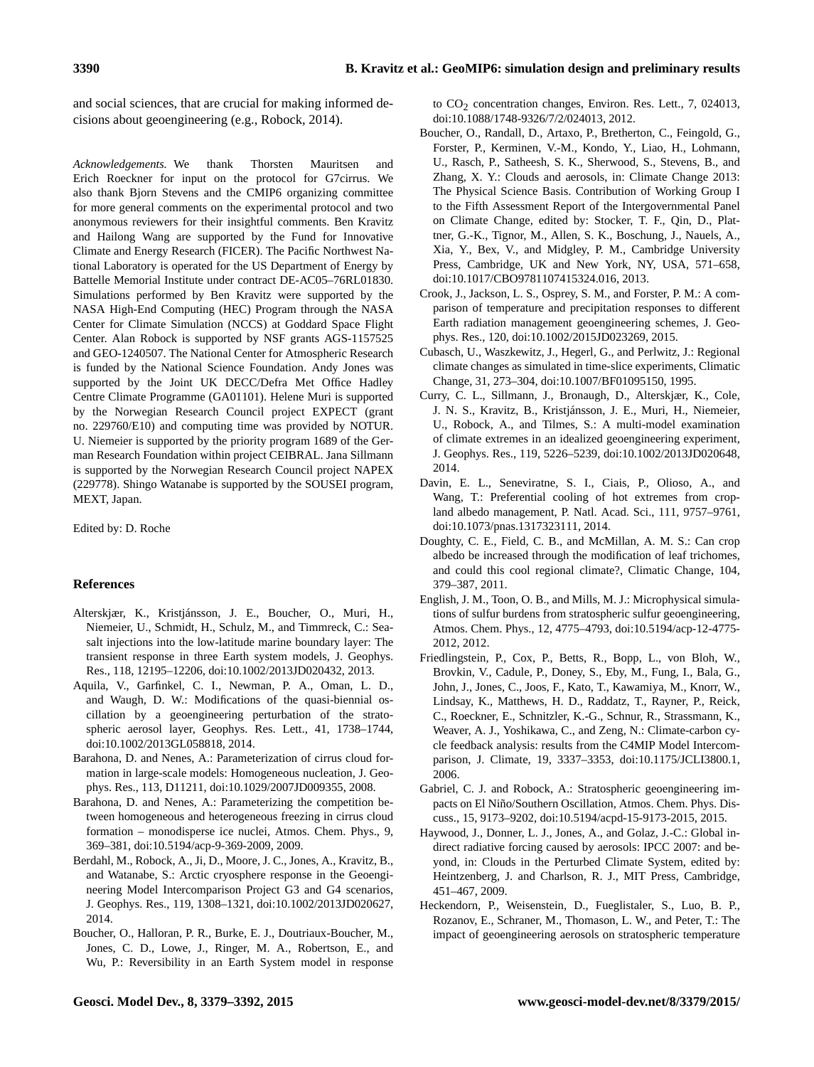and social sciences, that are crucial for making informed decisions about geoengineering (e.g., Robock, 2014).

*Acknowledgements.* We thank Thorsten Mauritsen and Erich Roeckner for input on the protocol for G7cirrus. We also thank Bjorn Stevens and the CMIP6 organizing committee for more general comments on the experimental protocol and two anonymous reviewers for their insightful comments. Ben Kravitz and Hailong Wang are supported by the Fund for Innovative Climate and Energy Research (FICER). The Pacific Northwest National Laboratory is operated for the US Department of Energy by Battelle Memorial Institute under contract DE-AC05–76RL01830. Simulations performed by Ben Kravitz were supported by the NASA High-End Computing (HEC) Program through the NASA Center for Climate Simulation (NCCS) at Goddard Space Flight Center. Alan Robock is supported by NSF grants AGS-1157525 and GEO-1240507. The National Center for Atmospheric Research is funded by the National Science Foundation. Andy Jones was supported by the Joint UK DECC/Defra Met Office Hadley Centre Climate Programme (GA01101). Helene Muri is supported by the Norwegian Research Council project EXPECT (grant no. 229760/E10) and computing time was provided by NOTUR. U. Niemeier is supported by the priority program 1689 of the German Research Foundation within project CEIBRAL. Jana Sillmann is supported by the Norwegian Research Council project NAPEX (229778). Shingo Watanabe is supported by the SOUSEI program, MEXT, Japan.

Edited by: D. Roche

## References

Alterskjær, K., Kristjánsson, J. E., Boucher, O., Muri, H., Niemeier, U., Schmidt, H., Schulz, M., and Timmreck, C.: Sea-salt injections into the low-latitude marine boundary layer: The transient response in three Earth system models, J. Geophys. Res., 118, 12195–12206, doi:10.1002/2013JD020432, 2013.

Aquila, V., Garfinkel, C. I., Newman, P. A., Oman, L. D., and Waugh, D. W.: Modifications of the quasi-biennial oscillation by a geoengineering perturbation of the stratospheric aerosol layer, Geophys. Res. Lett., 41, 1738–1744, doi:10.1002/2013GL058818, 2014.

Barahona, D. and Nenes, A.: Parameterization of cirrus cloud formation in large-scale models: Homogeneous nucleation, J. Geophys. Res., 113, D11211, doi:10.1029/2007JD009355, 2008.

Barahona, D. and Nenes, A.: Parameterizing the competition between homogeneous and heterogeneous freezing in cirrus cloud formation – monodisperse ice nuclei, Atmos. Chem. Phys., 9, 369–381, doi:10.5194/acp-9-369-2009, 2009.

Berdahl, M., Robock, A., Ji, D., Moore, J. C., Jones, A., Kravitz, B., and Watanabe, S.: Arctic cryosphere response in the Geoengineering Model Intercomparison Project G3 and G4 scenarios, J. Geophys. Res., 119, 1308–1321, doi:10.1002/2013JD020627, 2014.

Boucher, O., Halloran, P. R., Burke, E. J., Doutriaux-Boucher, M., Jones, C. D., Lowe, J., Ringer, M. A., Robertson, E., and Wu, P.: Reversibility in an Earth System model in response to $CO_2$ concentration changes, Environ. Res. Lett., 7, 024013, doi:10.1088/1748-9326/7/2/024013, 2012.

Boucher, O., Randall, D., Artaxo, P., Bretherton, C., Feingold, G., Forster, P., Kerminen, V.-M., Kondo, Y., Liao, H., Lohmann, U., Rasch, P., Satheesh, S. K., Sherwood, S., Stevens, B., and Zhang, X. Y.: Clouds and aerosols, in: Climate Change 2013: The Physical Science Basis. Contribution of Working Group I to the Fifth Assessment Report of the Intergovernmental Panel on Climate Change, edited by: Stocker, T. F., Qin, D., Plattner, G.-K., Tignor, M., Allen, S. K., Boschung, J., Nauels, A., Xia, Y., Bex, V., and Midgley, P. M., Cambridge University Press, Cambridge, UK and New York, NY, USA, 571–658, doi:10.1017/CBO9781107415324.016, 2013.

Crook, J., Jackson, L. S., Osprey, S. M., and Forster, P. M.: A comparison of temperature and precipitation responses to different Earth radiation management geoengineering schemes, J. Geophys. Res., 120, doi:10.1002/2015JD023269, 2015.

Cubasch, U., Waszkewitz, J., Hegerl, G., and Perlwitz, J.: Regional climate changes as simulated in time-slice experiments, Climatic Change, 31, 273–304, doi:10.1007/BF01095150, 1995.

Curry, C. L., Sillmann, J., Bronaugh, D., Alterskjær, K., Cole, J. N. S., Kravitz, B., Kristjánsson, J. E., Muri, H., Niemeier, U., Robock, A., and Tilmes, S.: A multi-model examination of climate extremes in an idealized geoengineering experiment, J. Geophys. Res., 119, 5226–5239, doi:10.1002/2013JD020648, 2014.

Davin, E. L., Seneviratne, S. I., Ciais, P., Olioso, A., and Wang, T.: Preferential cooling of hot extremes from cropland albedo management, P. Natl. Acad. Sci., 111, 9757–9761, doi:10.1073/pnas.1317323111, 2014.

Doughty, C. E., Field, C. B., and McMillan, A. M. S.: Can crop albedo be increased through the modification of leaf trichomes, and could this cool regional climate?, Climatic Change, 104, 379–387, 2011.

English, J. M., Toon, O. B., and Mills, M. J.: Microphysical simulations of sulfur burdens from stratospheric sulfur geoengineering, Atmos. Chem. Phys., 12, 4775–4793, doi:10.5194/acp-12-4775-2012, 2012.

Friedlingstein, P., Cox, P., Betts, R., Bopp, L., von Bloh, W., Brovkin, V., Cadule, P., Doney, S., Eby, M., Fung, I., Bala, G., John, J., Jones, C., Joos, F., Kato, T., Kawamiya, M., Knorr, W., Lindsay, K., Matthews, H. D., Raddatz, T., Rayner, P., Reick, C., Roeckner, E., Schnitzler, K.-G., Schnur, R., Strassmann, K., Weaver, A. J., Yoshikawa, C., and Zeng, N.: Climate-carbon cycle feedback analysis: results from the C4MIP Model Intercomparison, J. Climate, 19, 3337–3353, doi:10.1175/JCLI3800.1, 2006.

Gabriel, C. J. and Robock, A.: Stratospheric geoengineering impacts on El Niño/Southern Oscillation, Atmos. Chem. Phys. Discuss., 15, 9173–9202, doi:10.5194/acpd-15-9173-2015, 2015.

Haywood, J., Donner, L. J., Jones, A., and Golaz, J.-C.: Global indirect radiative forcing caused by aerosols: IPCC 2007: and beyond, in: Clouds in the Perturbed Climate System, edited by: Heintzenberg, J. and Charlson, R. J., MIT Press, Cambridge, 451–467, 2009.

Heckendorn, P., Weisenstein, D., Fueglistaler, S., Luo, B. P., Rozanov, E., Schraner, M., Thomason, L. W., and Peter, T.: The impact of geoengineering aerosols on stratospheric temperature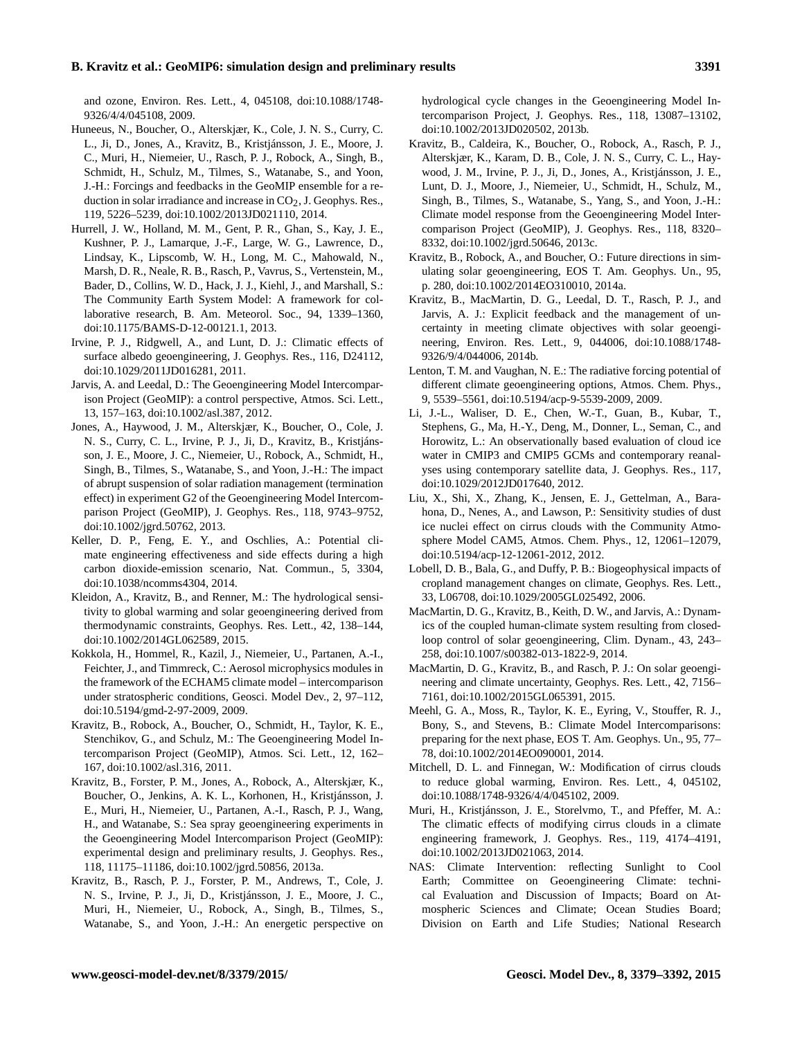and ozone, Environ. Res. Lett., 4, 045108, doi:10.1088/1748-9326/4/4/045108, 2009.

Huneeus, N., Boucher, O., Alterskjær, K., Cole, J. N. S., Curry, C. L., Ji, D., Jones, A., Kravitz, B., Kristjánsson, J. E., Moore, J. C., Muri, H., Niemeier, U., Rasch, P. J., Robock, A., Singh, B., Schmidt, H., Schulz, M., Tilmes, S., Watanabe, S., and Yoon, J.-H.: Forcings and feedbacks in the GeoMIP ensemble for a reduction in solar irradiance and increase in $CO_2$, J. Geophys. Res., 119, 5226–5239, doi:10.1002/2013JD021110, 2014.

Hurrell, J. W., Holland, M. M., Gent, P. R., Ghan, S., Kay, J. E., Kushner, P. J., Lamarque, J.-F., Large, W. G., Lawrence, D., Lindsay, K., Lipscomb, W. H., Long, M. C., Mahowald, N., Marsh, D. R., Neale, R. B., Rasch, P., Vavrus, S., Vertenstein, M., Bader, D., Collins, W. D., Hack, J. J., Kiehl, J., and Marshall, S.: The Community Earth System Model: A framework for collaborative research, B. Am. Meteorol. Soc., 94, 1339–1360, doi:10.1175/BAMS-D-12-00121.1, 2013.

Irvine, P. J., Ridgwell, A., and Lunt, D. J.: Climatic effects of surface albedo geoengineering, J. Geophys. Res., 116, D24112, doi:10.1029/2011JD016281, 2011.

Jarvis, A. and Leedal, D.: The Geoengineering Model Intercomparison Project (GeoMIP): a control perspective, Atmos. Sci. Lett., 13, 157–163, doi:10.1002/asl.387, 2012.

Jones, A., Haywood, J. M., Alterskjær, K., Boucher, O., Cole, J. N. S., Curry, C. L., Irvine, P. J., Ji, D., Kravitz, B., Kristjánsson, J. E., Moore, J. C., Niemeier, U., Robock, A., Schmidt, H., Singh, B., Tilmes, S., Watanabe, S., and Yoon, J.-H.: The impact of abrupt suspension of solar radiation management (termination effect) in experiment G2 of the Geoengineering Model Intercomparison Project (GeoMIP), J. Geophys. Res., 118, 9743–9752, doi:10.1002/jgrd.50762, 2013.

Keller, D. P., Feng, E. Y., and Oschlies, A.: Potential climate engineering effectiveness and side effects during a high carbon dioxide-emission scenario, Nat. Commun., 5, 3304, doi:10.1038/ncomms4304, 2014.

Kleidon, A., Kravitz, B., and Renner, M.: The hydrological sensitivity to global warming and solar geoengineering derived from thermodynamic constraints, Geophys. Res. Lett., 42, 138–144, doi:10.1002/2014GL062589, 2015.

Kokkola, H., Hommel, R., Kazil, J., Niemeier, U., Partanen, A.-I., Feichter, J., and Timmreck, C.: Aerosol microphysics modules in the framework of the ECHAM5 climate model – intercomparison under stratospheric conditions, Geosci. Model Dev., 2, 97–112, doi:10.5194/gmd-2-97-2009, 2009.

Kravitz, B., Robock, A., Boucher, O., Schmidt, H., Taylor, K. E., Stenchikov, G., and Schulz, M.: The Geoengineering Model Intercomparison Project (GeoMIP), Atmos. Sci. Lett., 12, 162–167, doi:10.1002/asl.316, 2011.

Kravitz, B., Forster, P. M., Jones, A., Robock, A., Alterskjær, K., Boucher, O., Jenkins, A. K. L., Korhonen, H., Kristjánsson, J. E., Muri, H., Niemeier, U., Partanen, A.-I., Rasch, P. J., Wang, H., and Watanabe, S.: Sea spray geoengineering experiments in the Geoengineering Model Intercomparison Project (GeoMIP): experimental design and preliminary results, J. Geophys. Res., 118, 11175–11186, doi:10.1002/jgrd.50856, 2013a.

Kravitz, B., Rasch, P. J., Forster, P. M., Andrews, T., Cole, J. N. S., Irvine, P. J., Ji, D., Kristjánsson, J. E., Moore, J. C., Muri, H., Niemeier, U., Robock, A., Singh, B., Tilmes, S., Watanabe, S., and Yoon, J.-H.: An energetic perspective on hydrological cycle changes in the Geoengineering Model Intercomparison Project, J. Geophys. Res., 118, 13087–13102, doi:10.1002/2013JD020502, 2013b.

Kravitz, B., Caldeira, K., Boucher, O., Robock, A., Rasch, P. J., Alterskjær, K., Karam, D. B., Cole, J. N. S., Curry, C. L., Haywood, J. M., Irvine, P. J., Ji, D., Jones, A., Kristjánsson, J. E., Lunt, D. J., Moore, J., Niemeier, U., Schmidt, H., Schulz, M., Singh, B., Tilmes, S., Watanabe, S., Yang, S., and Yoon, J.-H.: Climate model response from the Geoengineering Model Intercomparison Project (GeoMIP), J. Geophys. Res., 118, 8320–8332, doi:10.1002/jgrd.50646, 2013c.

Kravitz, B., Robock, A., and Boucher, O.: Future directions in simulating solar geoengineering, EOS T. Am. Geophys. Un., 95, p. 280, doi:10.1002/2014EO310010, 2014a.

Kravitz, B., MacMartin, D. G., Leedal, D. T., Rasch, P. J., and Jarvis, A. J.: Explicit feedback and the management of uncertainty in meeting climate objectives with solar geoengineering, Environ. Res. Lett., 9, 044006, doi:10.1088/1748-9326/9/4/044006, 2014b.

Lenton, T. M. and Vaughan, N. E.: The radiative forcing potential of different climate geoengineering options, Atmos. Chem. Phys., 9, 5539–5561, doi:10.5194/acp-9-5539-2009, 2009.

Li, J.-L., Waliser, D. E., Chen, W.-T., Guan, B., Kubar, T., Stephens, G., Ma, H.-Y., Deng, M., Donner, L., Seman, C., and Horowitz, L.: An observationally based evaluation of cloud ice water in CMIP3 and CMIP5 GCMs and contemporary reanalyses using contemporary satellite data, J. Geophys. Res., 117, doi:10.1029/2012JD017640, 2012.

Liu, X., Shi, X., Zhang, K., Jensen, E. J., Gettelman, A., Barahona, D., Nenes, A., and Lawson, P.: Sensitivity studies of dust ice nuclei effect on cirrus clouds with the Community Atmosphere Model CAM5, Atmos. Chem. Phys., 12, 12061–12079, doi:10.5194/acp-12-12061-2012, 2012.

Lobell, D. B., Bala, G., and Duffy, P. B.: Biogeophysical impacts of cropland management changes on climate, Geophys. Res. Lett., 33, L06708, doi:10.1029/2005GL025492, 2006.

MacMartin, D. G., Kravitz, B., Keith, D. W., and Jarvis, A.: Dynamics of the coupled human-climate system resulting from closed-loop control of solar geoengineering, Clim. Dynam., 43, 243–258, doi:10.1007/s00382-013-1822-9, 2014.

MacMartin, D. G., Kravitz, B., and Rasch, P. J.: On solar geoengineering and climate uncertainty, Geophys. Res. Lett., 42, 7156–7161, doi:10.1002/2015GL065391, 2015.

Meehl, G. A., Moss, R., Taylor, K. E., Eyring, V., Stouffer, R. J., Bony, S., and Stevens, B.: Climate Model Intercomparisons: preparing for the next phase, EOS T. Am. Geophys. Un., 95, 77–78, doi:10.1002/2014EO090001, 2014.

Mitchell, D. L. and Finnegan, W.: Modification of cirrus clouds to reduce global warming, Environ. Res. Lett., 4, 045102, doi:10.1088/1748-9326/4/4/045102, 2009.

Muri, H., Kristjánsson, J. E., Storelvmo, T., and Pfeffer, M. A.: The climatic effects of modifying cirrus clouds in a climate engineering framework, J. Geophys. Res., 119, 4174–4191, doi:10.1002/2013JD021063, 2014.

NAS: Climate Intervention: reflecting Sunlight to Cool Earth; Committee on Geoengineering Climate: technical Evaluation and Discussion of Impacts; Board on Atmospheric Sciences and Climate; Ocean Studies Board; Division on Earth and Life Studies; National Research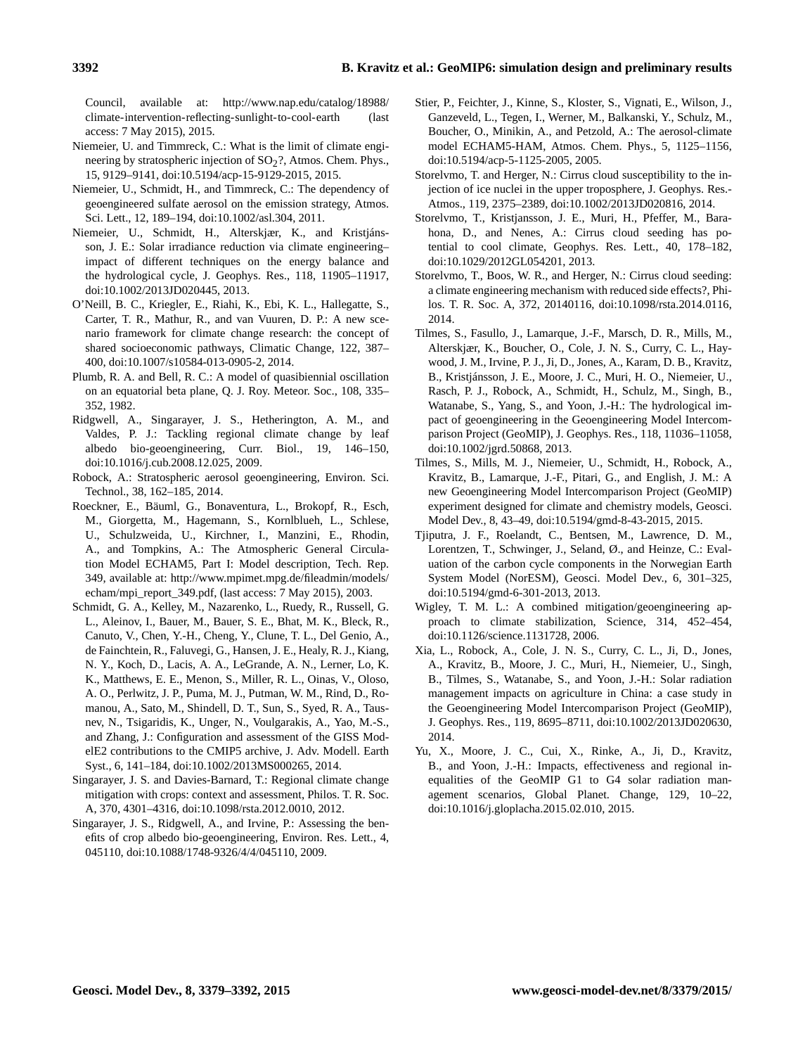Council, available at: http://www.nap.edu/catalog/18988/climate-intervention-reflecting-sunlight-to-cool-earth (last access: 7 May 2015), 2015.

Niemeier, U. and Timmreck, C.: What is the limit of climate engineering by stratospheric injection of $SO_2$?, Atmos. Chem. Phys., 15, 9129–9141, doi:10.5194/acp-15-9129-2015, 2015.

Niemeier, U., Schmidt, H., and Timmreck, C.: The dependency of geoengineered sulfate aerosol on the emission strategy, Atmos. Sci. Lett., 12, 189–194, doi:10.1002/asl.304, 2011.

Niemeier, U., Schmidt, H., Alterskjær, K., and Kristjánsson, J. E.: Solar irradiance reduction via climate engineering–impact of different techniques on the energy balance and the hydrological cycle, J. Geophys. Res., 118, 11905–11917, doi:10.1002/2013JD020445, 2013.

O'Neill, B. C., Kriegler, E., Riahi, K., Ebi, K. L., Hallegatte, S., Carter, T. R., Mathur, R., and van Vuuren, D. P.: A new scenario framework for climate change research: the concept of shared socioeconomic pathways, Climatic Change, 122, 387–400, doi:10.1007/s10584-013-0905-2, 2014.

Plumb, R. A. and Bell, R. C.: A model of quasibiennial oscillation on an equatorial beta plane, Q. J. Roy. Meteor. Soc., 108, 335–352, 1982.

Ridgwell, A., Singarayer, J. S., Hetherington, A. M., and Valdes, P. J.: Tackling regional climate change by leaf albedo bio-geoengineering, Curr. Biol., 19, 146–150, doi:10.1016/j.cub.2008.12.025, 2009.

Robock, A.: Stratospheric aerosol geoengineering, Environ. Sci. Technol., 38, 162–185, 2014.

Roeckner, E., Bäuml, G., Bonaventura, L., Brokopf, R., Esch, M., Giorgetta, M., Hagemann, S., Kornlblueh, L., Schlese, U., Schulzweida, U., Kirchner, I., Manzini, E., Rhodin, A., and Tompkins, A.: The Atmospheric General Circulation Model ECHAM5, Part I: Model description, Tech. Rep. 349, available at: http://www.mpimet.mpg.de/fileadmin/models/echam/mpi_report_349.pdf, (last access: 7 May 2015), 2003.

Schmidt, G. A., Kelley, M., Nazarenko, L., Ruedy, R., Russell, G. L., Aleinov, I., Bauer, M., Bauer, S. E., Bhat, M. K., Bleck, R., Canuto, V., Chen, Y.-H., Cheng, Y., Clune, T. L., Del Genio, A., de Fainchtein, R., Faluvegi, G., Hansen, J. E., Healy, R. J., Kiang, N. Y., Koch, D., Lacis, A. A., LeGrande, A. N., Lerner, Lo, K. K., Matthews, E. E., Menon, S., Miller, R. L., Oinas, V., Oloso, A. O., Perlwitz, J. P., Puma, M. J., Putman, W. M., Rind, D., Romanou, A., Sato, M., Shindell, D. T., Sun, S., Syed, R. A., Tausnev, N., Tsigaridis, K., Unger, N., Voulgarakis, A., Yao, M.-S., and Zhang, J.: Configuration and assessment of the GISS ModelE2 contributions to the CMIP5 archive, J. Adv. Modell. Earth Syst., 6, 141–184, doi:10.1002/2013MS000265, 2014.

Singarayer, J. S. and Davies-Barnard, T.: Regional climate change mitigation with crops: context and assessment, Philos. T. R. Soc. A, 370, 4301–4316, doi:10.1098/rsta.2012.0010, 2012.

Singarayer, J. S., Ridgwell, A., and Irvine, P.: Assessing the benefits of crop albedo bio-geoengineering, Environ. Res. Lett., 4, 045110, doi:10.1088/1748-9326/4/4/045110, 2009.

Stier, P., Feichter, J., Kinne, S., Kloster, S., Vignati, E., Wilson, J., Ganzeveld, L., Tegen, I., Werner, M., Balkanski, Y., Schulz, M., Boucher, O., Minikin, A., and Petzold, A.: The aerosol-climate model ECHAM5-HAM, Atmos. Chem. Phys., 5, 1125–1156, doi:10.5194/acp-5-1125-2005, 2005.

Storelvmo, T. and Herger, N.: Cirrus cloud susceptibility to the injection of ice nuclei in the upper troposphere, J. Geophys. Res.-Atmos., 119, 2375–2389, doi:10.1002/2013JD020816, 2014.

Storelvmo, T., Kristjansson, J. E., Muri, H., Pfeffer, M., Barahona, D., and Nenes, A.: Cirrus cloud seeding has potential to cool climate, Geophys. Res. Lett., 40, 178–182, doi:10.1029/2012GL054201, 2013.

Storelvmo, T., Boos, W. R., and Herger, N.: Cirrus cloud seeding: a climate engineering mechanism with reduced side effects?, Philos. T. R. Soc. A, 372, 20140116, doi:10.1098/rsta.2014.0116, 2014.

Tilmes, S., Fasullo, J., Lamarque, J.-F., Marsch, D. R., Mills, M., Alterskjær, K., Boucher, O., Cole, J. N. S., Curry, C. L., Haywood, J. M., Irvine, P. J., Ji, D., Jones, A., Karam, D. B., Kravitz, B., Kristjánsson, J. E., Moore, J. C., Muri, H. O., Niemeier, U., Rasch, P. J., Robock, A., Schmidt, H., Schulz, M., Singh, B., Watanabe, S., Yang, S., and Yoon, J.-H.: The hydrological impact of geoengineering in the Geoengineering Model Intercomparison Project (GeoMIP), J. Geophys. Res., 118, 11036–11058, doi:10.1002/jgrd.50868, 2013.

Tilmes, S., Mills, M. J., Niemeier, U., Schmidt, H., Robock, A., Kravitz, B., Lamarque, J.-F., Pitari, G., and English, J. M.: A new Geoengineering Model Intercomparison Project (GeoMIP) experiment designed for climate and chemistry models, Geosci. Model Dev., 8, 43–49, doi:10.5194/gmd-8-43-2015, 2015.

Tjiputra, J. F., Roelandt, C., Bentsen, M., Lawrence, D. M., Lorentzen, T., Schwinger, J., Seland, Ø., and Heinze, C.: Evaluation of the carbon cycle components in the Norwegian Earth System Model (NorESM), Geosci. Model Dev., 6, 301–325, doi:10.5194/gmd-6-301-2013, 2013.

Wigley, T. M. L.: A combined mitigation/geoengineering approach to climate stabilization, Science, 314, 452–454, doi:10.1126/science.1131728, 2006.

Xia, L., Robock, A., Cole, J. N. S., Curry, C. L., Ji, D., Jones, A., Kravitz, B., Moore, J. C., Muri, H., Niemeier, U., Singh, B., Tilmes, S., Watanabe, S., and Yoon, J.-H.: Solar radiation management impacts on agriculture in China: a case study in the Geoengineering Model Intercomparison Project (GeoMIP), J. Geophys. Res., 119, 8695–8711, doi:10.1002/2013JD020630, 2014.

Yu, X., Moore, J. C., Cui, X., Rinke, A., Ji, D., Kravitz, B., and Yoon, J.-H.: Impacts, effectiveness and regional inequalities of the GeoMIP G1 to G4 solar radiation management scenarios, Global Planet. Change, 129, 10–22, doi:10.1016/j.gloplacha.2015.02.010, 2015.